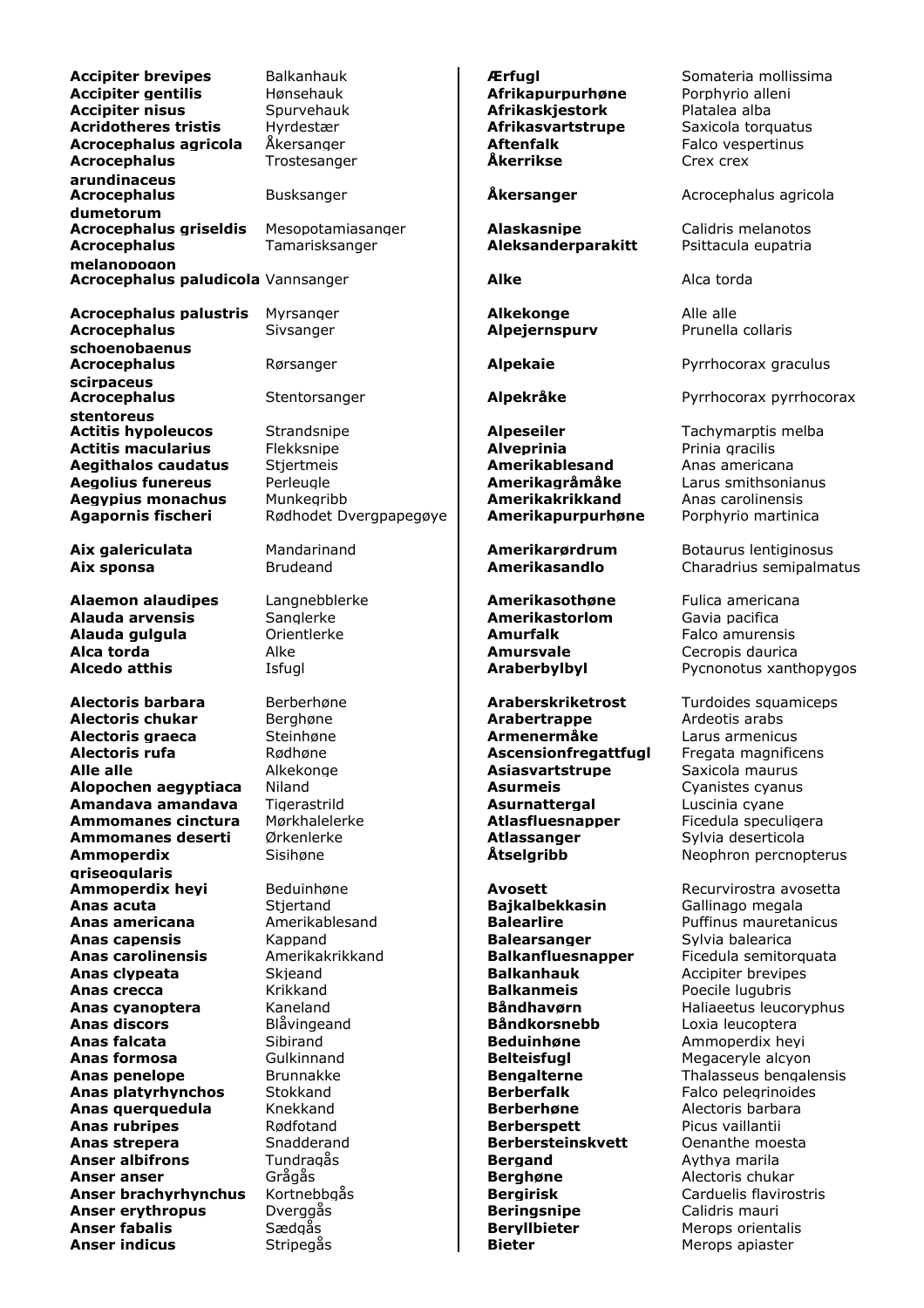| | |
|---|---|
| **Accipiter brevipes** | Balkanhauk |
| **Accipiter gentilis** | Hønsehauk |
| **Accipiter nisus** | Spurvehauk |
| **Acridotheres tristis** | Hyrdestær |
| **Acrocephalus agricola** | Åkersanger |
| **Acrocephalus arundinaceus** | Trostesanger |
| **Acrocephalus dumetorum** | Busksanger |
| **Acrocephalus griseldis** | Mesopotamiasanger |
| **Acrocephalus melanopogon** | Tamarisksanger |
| **Acrocephalus paludicola** | Vannsanger |
| **Acrocephalus palustris** | Myrsanger |
| **Acrocephalus schoenobaenus** | Sivsanger |
| **Acrocephalus scirpaceus** | Rørsanger |
| **Acrocephalus stentoreus** | Stentorsanger |
| **Actitis hypoleucos** | Strandsnipe |
| **Actitis macularius** | Flekksnipe |
| **Aegithalos caudatus** | Stjertmeis |
| **Aegolius funereus** | Perleugle |
| **Aegypius monachus** | Munkegribb |
| **Agapornis fischeri** | Rødhodet Dvergpapegøye |
| **Aix galericulata** | Mandarinand |
| **Aix sponsa** | Brudeand |
| **Alaemon alaudipes** | Langnebblerke |
| **Alauda arvensis** | Sanglerke |
| **Alauda gulgula** | Orientlerke |
| **Alca torda** | Alke |
| **Alcedo atthis** | Isfugl |
| **Alectoris barbara** | Berberhøne |
| **Alectoris chukar** | Berghøne |
| **Alectoris graeca** | Steinhøne |
| **Alectoris rufa** | Rødhøne |
| **Alle alle** | Alkekonge |
| **Alopochen aegyptiaca** | Niland |
| **Amandava amandava** | Tigerastrild |
| **Ammomanes cinctura** | Mørkhalelerke |
| **Ammomanes deserti** | Ørkenlerke |
| **Ammoperdix griseogularis** | Sisihøne |
| **Ammoperdix heyi** | Beduinhøne |
| **Anas acuta** | Stjertand |
| **Anas americana** | Amerikablesand |
| **Anas capensis** | Kappand |
| **Anas carolinensis** | Amerikakrikkand |
| **Anas clypeata** | Skjeand |
| **Anas crecca** | Krikkand |
| **Anas cyanoptera** | Kaneland |
| **Anas discors** | Blåvingeand |
| **Anas falcata** | Sibirand |
| **Anas formosa** | Gulkinnand |
| **Anas penelope** | Brunnakke |
| **Anas platyrhynchos** | Stokkand |
| **Anas querquedula** | Knekkand |
| **Anas rubripes** | Rødfotand |
| **Anas strepera** | Snadderand |
| **Anser albifrons** | Tundragås |
| **Anser anser** | Grågås |
| **Anser brachyrhynchus** | Kortnebbgås |
| **Anser erythropus** | Dverggås |
| **Anser fabalis** | Sædgås |
| **Anser indicus** | Stripegås |

| | |
|---|---|
| **Ærfugl** | Somateria mollissima |
| **Afrikapurpurhøne** | Porphyrio alleni |
| **Afrikaskjestork** | Platalea alba |
| **Afrikasvartstrupe** | Saxicola torquatus |
| **Aftenfalk** | Falco vespertinus |
| **Åkerrikse** | Crex crex |
| **Åkersanger** | Acrocephalus agricola |
| **Alaskasnipe** | Calidris melanotos |
| **Aleksanderparakitt** | Psittacula eupatria |
| **Alke** | Alca torda |
| **Alkekonge** | Alle alle |
| **Alpejernspurv** | Prunella collaris |
| **Alpekaie** | Pyrrhocorax graculus |
| **Alpekråke** | Pyrrhocorax pyrrhocorax |
| **Alpeseiler** | Tachymarptis melba |
| **Alveprinia** | Prinia gracilis |
| **Amerikablesand** | Anas americana |
| **Amerikagråmåke** | Larus smithsonianus |
| **Amerikakrikkand** | Anas carolinensis |
| **Amerikapurpurhøne** | Porphyrio martinica |
| **Amerikarørdrum** | Botaurus lentiginosus |
| **Amerikasandlo** | Charadrius semipalmatus |
| **Amerikasothøne** | Fulica americana |
| **Amerikastorlom** | Gavia pacifica |
| **Amurfalk** | Falco amurensis |
| **Amursvale** | Cecropis daurica |
| **Araberbylbyl** | Pycnonotus xanthopygos |
| **Araberskriketrost** | Turdoides squamiceps |
| **Arabertrappe** | Ardeotis arabs |
| **Armenermåke** | Larus armenicus |
| **Ascensionfregattfugl** | Fregata magnificens |
| **Asiasvartstrupe** | Saxicola maurus |
| **Asurmeis** | Cyanistes cyanus |
| **Asurnattergal** | Luscinia cyane |
| **Atlasfluesnapper** | Ficedula speculigera |
| **Atlassanger** | Sylvia deserticola |
| **Åtselgribb** | Neophron percnopterus |
| **Avosett** | Recurvirostra avosetta |
| **Bajkalbekkasin** | Gallinago megala |
| **Balearlire** | Puffinus mauretanicus |
| **Balearsanger** | Sylvia balearica |
| **Balkanfluesnapper** | Ficedula semitorquata |
| **Balkanhauk** | Accipiter brevipes |
| **Balkanmeis** | Poecile lugubris |
| **Båndhavørn** | Haliaeetus leucoryphus |
| **Båndkorsnebb** | Loxia leucoptera |
| **Beduinhøne** | Ammoperdix heyi |
| **Belteisfugl** | Megaceryle alcyon |
| **Bengalterne** | Thalasseus bengalensis |
| **Berberfalk** | Falco pelegrinoides |
| **Berberhøne** | Alectoris barbara |
| **Berberspett** | Picus vaillantii |
| **Berbersteinskvett** | Oenanthe moesta |
| **Bergand** | Aythya marila |
| **Berghøne** | Alectoris chukar |
| **Bergirisk** | Carduelis flavirostris |
| **Beringsnipe** | Calidris mauri |
| **Beryllbieter** | Merops orientalis |
| **Bieter** | Merops apiaster |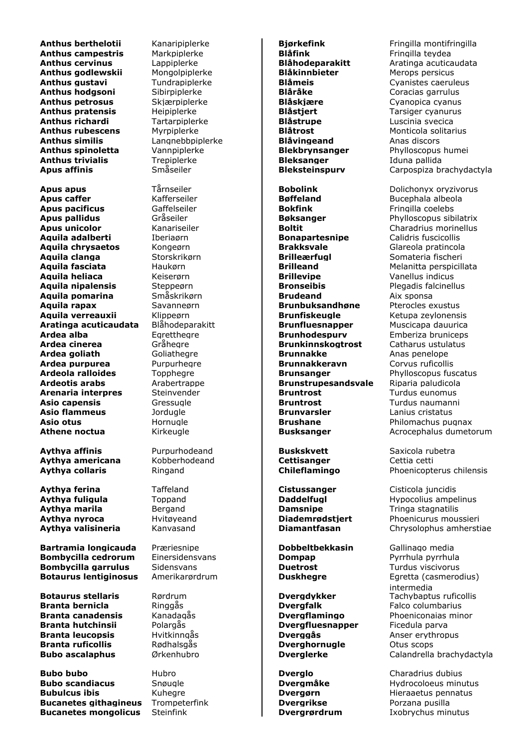| | |
|---|---|
| **Anthus berthelotii** | Kanaripiplerke |
| **Anthus campestris** | Markpiplerke |
| **Anthus cervinus** | Lappiplerke |
| **Anthus godlewskii** | Mongolpiplerke |
| **Anthus gustavi** | Tundrapiplerke |
| **Anthus hodgsoni** | Sibirpiplerke |
| **Anthus petrosus** | Skjærpiplerke |
| **Anthus pratensis** | Heipiplerke |
| **Anthus richardi** | Tartarpiplerke |
| **Anthus rubescens** | Myrpiplerke |
| **Anthus similis** | Langnebbpiplerke |
| **Anthus spinoletta** | Vannpiplerke |
| **Anthus trivialis** | Trepiplerke |
| **Apus affinis** | Småseiler |
| **Apus apus** | Tårnseiler |
| **Apus caffer** | Kafferseiler |
| **Apus pacificus** | Gaffelseiler |
| **Apus pallidus** | Gråseiler |
| **Apus unicolor** | Kanariseiler |
| **Aquila adalberti** | Iberiaørn |
| **Aquila chrysaetos** | Kongeørn |
| **Aquila clanga** | Storskrikørn |
| **Aquila fasciata** | Haukørn |
| **Aquila heliaca** | Keiserørn |
| **Aquila nipalensis** | Steppeørn |
| **Aquila pomarina** | Småskrikørn |
| **Aquila rapax** | Savanneørn |
| **Aquila verreauxii** | Klippeørn |
| **Aratinga acuticaudata** | Blåhodeparakitt |
| **Ardea alba** | Egretthegre |
| **Ardea cinerea** | Gråhegre |
| **Ardea goliath** | Goliathegre |
| **Ardea purpurea** | Purpurhegre |
| **Ardeola ralloides** | Topphegre |
| **Ardeotis arabs** | Arabertrappe |
| **Arenaria interpres** | Steinvender |
| **Asio capensis** | Gressugle |
| **Asio flammeus** | Jordugle |
| **Asio otus** | Hornugle |
| **Athene noctua** | Kirkeugle |
| **Aythya affinis** | Purpurhodeand |
| **Aythya americana** | Kobberhodeand |
| **Aythya collaris** | Ringand |
| **Aythya ferina** | Taffeland |
| **Aythya fuligula** | Toppand |
| **Aythya marila** | Bergand |
| **Aythya nyroca** | Hvitøyeand |
| **Aythya valisineria** | Kanvasand |
| **Bartramia longicauda** | Præriesnipe |
| **Bombycilla cedrorum** | Einersidensvans |
| **Bombycilla garrulus** | Sidensvans |
| **Botaurus lentiginosus** | Amerikarørdrum |
| **Botaurus stellaris** | Rørdrum |
| **Branta bernicla** | Ringgås |
| **Branta canadensis** | Kanadagås |
| **Branta hutchinsii** | Polargås |
| **Branta leucopsis** | Hvitkinngås |
| **Branta ruficollis** | Rødhalsgås |
| **Bubo ascalaphus** | Ørkenhubro |
| **Bubo bubo** | Hubro |
| **Bubo scandiacus** | Snøugle |
| **Bubulcus ibis** | Kuhegre |
| **Bucanetes githagineus** | Trompeterfink |
| **Bucanetes mongolicus** | Steinfink |

| | |
|---|---|
| **Bjørkefink** | Fringilla montifringilla |
| **Blåfink** | Fringilla teydea |
| **Blåhodeparakitt** | Aratinga acuticaudata |
| **Blåkinnbieter** | Merops persicus |
| **Blåmeis** | Cyanistes caeruleus |
| **Blåråke** | Coracias garrulus |
| **Blåskjære** | Cyanopica cyanus |
| **Blåstjert** | Tarsiger cyanurus |
| **Blåstrupe** | Luscinia svecica |
| **Blåtrost** | Monticola solitarius |
| **Blåvingeand** | Anas discors |
| **Blekbrynsanger** | Phylloscopus humei |
| **Bleksanger** | Iduna pallida |
| **Bleksteinspurv** | Carpospiza brachydactyla |
| **Bobolink** | Dolichonyx oryzivorus |
| **Bøffeland** | Bucephala albeola |
| **Bokfink** | Fringilla coelebs |
| **Bøksanger** | Phylloscopus sibilatrix |
| **Boltit** | Charadrius morinellus |
| **Bonapartesnipe** | Calidris fuscicollis |
| **Brakksvale** | Glareola pratincola |
| **Brilleærfugl** | Somateria fischeri |
| **Brilleand** | Melanitta perspicillata |
| **Brillevipe** | Vanellus indicus |
| **Bronseibis** | Plegadis falcinellus |
| **Brudeand** | Aix sponsa |
| **Brunbuksandhøne** | Pterocles exustus |
| **Brunfiskeugle** | Ketupa zeylonensis |
| **Brunfluesnapper** | Muscicapa dauurica |
| **Brunhodespurv** | Emberiza bruniceps |
| **Brunkinnskogtrost** | Catharus ustulatus |
| **Brunnakke** | Anas penelope |
| **Brunnakkeravn** | Corvus ruficollis |
| **Brunsanger** | Phylloscopus fuscatus |
| **Brunstrupesandsvale** | Riparia paludicola |
| **Bruntrost** | Turdus eunomus |
| **Bruntrost** | Turdus naumanni |
| **Brunvarsler** | Lanius cristatus |
| **Brushane** | Philomachus pugnax |
| **Busksanger** | Acrocephalus dumetorum |
| **Buskskvett** | Saxicola rubetra |
| **Cettisanger** | Cettia cetti |
| **Chileflamingo** | Phoenicopterus chilensis |
| **Cistussanger** | Cisticola juncidis |
| **Daddelfugl** | Hypocolius ampelinus |
| **Damsnipe** | Tringa stagnatilis |
| **Diademrødstjert** | Phoenicurus moussieri |
| **Diamantfasan** | Chrysolophus amherstiae |
| **Dobbeltbekkasin** | Gallinago media |
| **Dompap** | Pyrrhula pyrrhula |
| **Duetrost** | Turdus viscivorus |
| **Duskhegre** | Egretta (casmerodius) intermedia |
| **Dvergdykker** | Tachybaptus ruficollis |
| **Dvergfalk** | Falco columbarius |
| **Dvergflamingo** | Phoeniconaias minor |
| **Dvergfluesnapper** | Ficedula parva |
| **Dverggås** | Anser erythropus |
| **Dverghornugle** | Otus scops |
| **Dverglerke** | Calandrella brachydactyla |
| **Dverglo** | Charadrius dubius |
| **Dvergmåke** | Hydrocoloeus minutus |
| **Dvergørn** | Hieraaetus pennatus |
| **Dvergrikse** | Porzana pusilla |
| **Dvergrørdrum** | Ixobrychus minutus |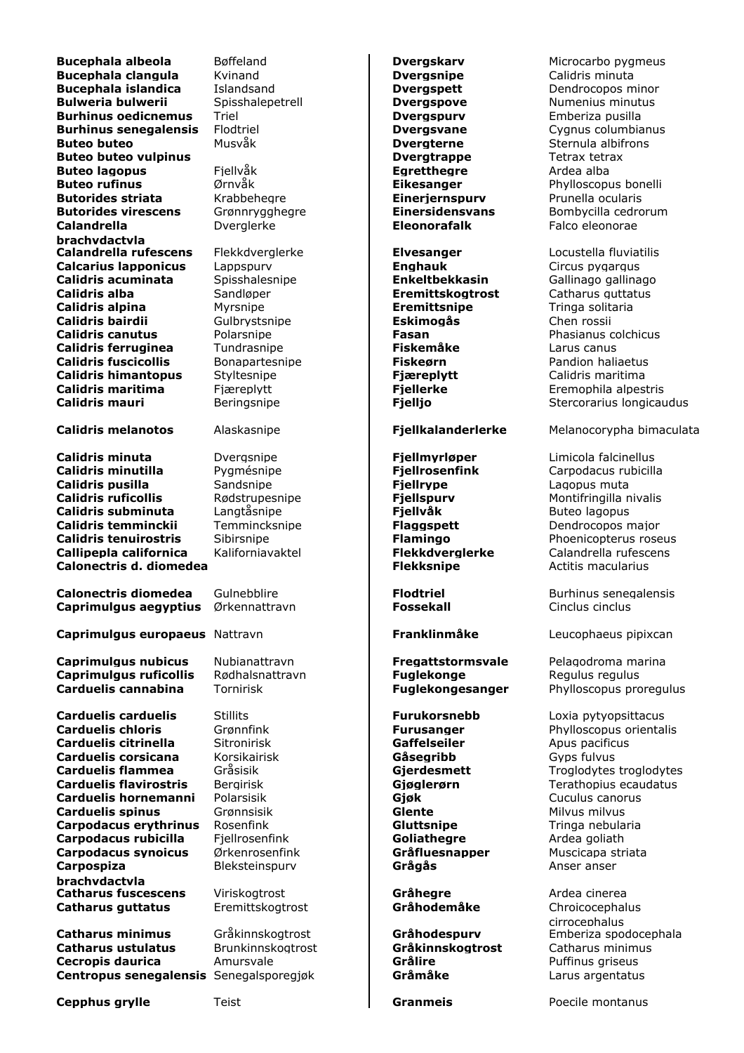| Latin | Norsk |
|---|---|
| **Bucephala albeola** | Bøffeland |
| **Bucephala clangula** | Kvinand |
| **Bucephala islandica** | Islandsand |
| **Bulweria bulwerii** | Spisshalepetrell |
| **Burhinus oedicnemus** | Triel |
| **Burhinus senegalensis** | Flodtriel |
| **Buteo buteo** | Musvåk |
| **Buteo buteo vulpinus** | |
| **Buteo lagopus** | Fjellvåk |
| **Buteo rufinus** | Ørnvåk |
| **Butorides striata** | Krabbehegre |
| **Butorides virescens** | Grønnrygghegre |
| **Calandrella brachydactyla** | Dverglerke |
| **Calandrella rufescens** | Flekkdverglerke |
| **Calcarius lapponicus** | Lappspurv |
| **Calidris acuminata** | Spisshalesnipe |
| **Calidris alba** | Sandløper |
| **Calidris alpina** | Myrsnipe |
| **Calidris bairdii** | Gulbrystsnipe |
| **Calidris canutus** | Polarsnipe |
| **Calidris ferruginea** | Tundrasnipe |
| **Calidris fuscicollis** | Bonapartesnipe |
| **Calidris himantopus** | Styltesnipe |
| **Calidris maritima** | Fjæreplytt |
| **Calidris mauri** | Beringsnipe |
| **Calidris melanotos** | Alaskasnipe |
| **Calidris minuta** | Dvergsnipe |
| **Calidris minutilla** | Pygmésnipe |
| **Calidris pusilla** | Sandsnipe |
| **Calidris ruficollis** | Rødstrupesnipe |
| **Calidris subminuta** | Langtåsnipe |
| **Calidris temminckii** | Temmincksnipe |
| **Calidris tenuirostris** | Sibirsnipe |
| **Callipepla californica** | Kaliforniavaktel |
| **Calonectris d. diomedea** | |
| **Calonectris diomedea** | Gulnebblire |
| **Caprimulgus aegyptius** | Ørkennattravn |
| **Caprimulgus europaeus** | Nattravn |
| **Caprimulgus nubicus** | Nubianattravn |
| **Caprimulgus ruficollis** | Rødhalsnattravn |
| **Carduelis cannabina** | Tornirisk |
| **Carduelis carduelis** | Stillits |
| **Carduelis chloris** | Grønnfink |
| **Carduelis citrinella** | Sitronirisk |
| **Carduelis corsicana** | Korsikairisk |
| **Carduelis flammea** | Gråsisik |
| **Carduelis flavirostris** | Bergirisk |
| **Carduelis hornemanni** | Polarsisik |
| **Carduelis spinus** | Grønnsisik |
| **Carpodacus erythrinus** | Rosenfink |
| **Carpodacus rubicilla** | Fjellrosenfink |
| **Carpodacus synoicus** | Ørkenrosenfink |
| **Carpospiza brachydactyla** | Bleksteinspurv |
| **Catharus fuscescens** | Viriskogtrost |
| **Catharus guttatus** | Eremittskogtrost |
| **Catharus minimus** | Gråkinnskogtrost |
| **Catharus ustulatus** | Brunkinnskogtrost |
| **Cecropis daurica** | Amursvale |
| **Centropus senegalensis** | Senegalsporegjøk |
| **Cepphus grylle** | Teist |

| Norsk | Latin |
|---|---|
| **Dvergskarv** | Microcarbo pygmeus |
| **Dvergsnipe** | Calidris minuta |
| **Dvergspett** | Dendrocopos minor |
| **Dvergspove** | Numenius minutus |
| **Dvergspurv** | Emberiza pusilla |
| **Dvergsvane** | Cygnus columbianus |
| **Dvergterne** | Sternula albifrons |
| **Dvergtrappe** | Tetrax tetrax |
| **Egretthegre** | Ardea alba |
| **Eikesanger** | Phylloscopus bonelli |
| **Einerjernspurv** | Prunella ocularis |
| **Einersidensvans** | Bombycilla cedrorum |
| **Eleonorafalk** | Falco eleonorae |
| **Elvesanger** | Locustella fluviatilis |
| **Enghauk** | Circus pygargus |
| **Enkeltbekkasin** | Gallinago gallinago |
| **Eremittskogtrost** | Catharus guttatus |
| **Eremittsnipe** | Tringa solitaria |
| **Eskimogås** | Chen rossii |
| **Fasan** | Phasianus colchicus |
| **Fiskemåke** | Larus canus |
| **Fiskeørn** | Pandion haliaetus |
| **Fjæreplytt** | Calidris maritima |
| **Fjellerke** | Eremophila alpestris |
| **Fjelljo** | Stercorarius longicaudus |
| **Fjellkalanderlerke** | Melanocorypha bimaculata |
| **Fjellmyrløper** | Limicola falcinellus |
| **Fjellrosenfink** | Carpodacus rubicilla |
| **Fjellrype** | Lagopus muta |
| **Fjellspurv** | Montifringilla nivalis |
| **Fjellvåk** | Buteo lagopus |
| **Flaggspett** | Dendrocopos major |
| **Flamingo** | Phoenicopterus roseus |
| **Flekkdverglerke** | Calandrella rufescens |
| **Flekksnipe** | Actitis macularius |
| **Flodtriel** | Burhinus senegalensis |
| **Fossekall** | Cinclus cinclus |
| **Franklinmåke** | Leucophaeus pipixcan |
| **Fregattstormsvale** | Pelagodroma marina |
| **Fuglekonge** | Regulus regulus |
| **Fuglekongesanger** | Phylloscopus proregulus |
| **Furukorsnebb** | Loxia pytyopsittacus |
| **Furusanger** | Phylloscopus orientalis |
| **Gaffelseiler** | Apus pacificus |
| **Gåsegribb** | Gyps fulvus |
| **Gjerdesmett** | Troglodytes troglodytes |
| **Gjøglerørn** | Terathopius ecaudatus |
| **Gjøk** | Cuculus canorus |
| **Glente** | Milvus milvus |
| **Gluttsnipe** | Tringa nebularia |
| **Goliathegre** | Ardea goliath |
| **Gråfluesnapper** | Muscicapa striata |
| **Grågås** | Anser anser |
| **Gråhegre** | Ardea cinerea |
| **Gråhodemåke** | Chroicocephalus cirrocephalus |
| **Gråhodespurv** | Emberiza spodocephala |
| **Gråkinnskogtrost** | Catharus minimus |
| **Grålire** | Puffinus griseus |
| **Gråmåke** | Larus argentatus |
| **Granmeis** | Poecile montanus |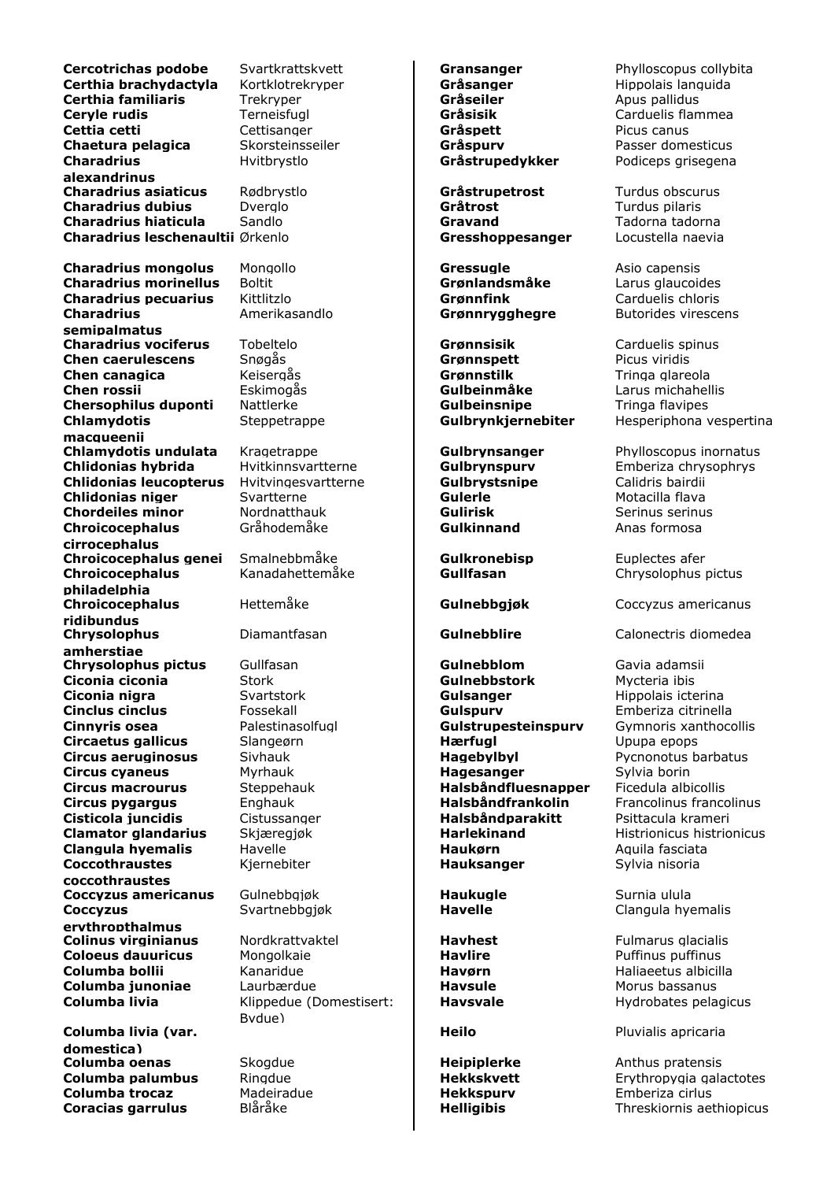| | |
|---|---|
| **Cercotrichas podobe** | Svartkrattskvett |
| **Certhia brachydactyla** | Kortklotrekryper |
| **Certhia familiaris** | Trekryper |
| **Ceryle rudis** | Terneisfugl |
| **Cettia cetti** | Cettisanger |
| **Chaetura pelagica** | Skorsteinsseiler |
| **Charadrius alexandrinus** | Hvitbrystlo |
| **Charadrius asiaticus** | Rødbrystlo |
| **Charadrius dubius** | Dverglo |
| **Charadrius hiaticula** | Sandlo |
| **Charadrius leschenaultii** | Ørkenlo |
| **Charadrius mongolus** | Mongollo |
| **Charadrius morinellus** | Boltit |
| **Charadrius pecuarius** | Kittlitzlo |
| **Charadrius semipalmatus** | Amerikasandlo |
| **Charadrius vociferus** | Tobeltelo |
| **Chen caerulescens** | Snøgås |
| **Chen canagica** | Keisergås |
| **Chen rossii** | Eskimogås |
| **Chersophilus duponti** | Nattlerke |
| **Chlamydotis macqueenii** | Steppetrappe |
| **Chlamydotis undulata** | Kragetrappe |
| **Chlidonias hybrida** | Hvitkinnsvartterne |
| **Chlidonias leucopterus** | Hvitvingesvartterne |
| **Chlidonias niger** | Svartterne |
| **Chordeiles minor** | Nordnatthauk |
| **Chroicocephalus cirrocephalus** | Gråhodemåke |
| **Chroicocephalus genei** | Smalnebbmåke |
| **Chroicocephalus philadelphia** | Kanadahettemåke |
| **Chroicocephalus ridibundus** | Hettemåke |
| **Chrysolophus amherstiae** | Diamantfasan |
| **Chrysolophus pictus** | Gullfasan |
| **Ciconia ciconia** | Stork |
| **Ciconia nigra** | Svartstork |
| **Cinclus cinclus** | Fossekall |
| **Cinnyris osea** | Palestinasolfugl |
| **Circaetus gallicus** | Slangeørn |
| **Circus aeruginosus** | Sivhauk |
| **Circus cyaneus** | Myrhauk |
| **Circus macrourus** | Steppehauk |
| **Circus pygargus** | Enghauk |
| **Cisticola juncidis** | Cistussanger |
| **Clamator glandarius** | Skjæregjøk |
| **Clangula hyemalis** | Havelle |
| **Coccothraustes coccothraustes** | Kjernebiter |
| **Coccyzus americanus** | Gulnebbgjøk |
| **Coccyzus erythropthalmus** | Svartnebbgjøk |
| **Colinus virginianus** | Nordkrattvaktel |
| **Coloeus dauuricus** | Mongolkaie |
| **Columba bollii** | Kanaridue |
| **Columba junoniae** | Laurbærdue |
| **Columba livia** | Klippedue (Domestisert: Bydue) |
| **Columba livia (var. domestica)** | |
| **Columba oenas** | Skogdue |
| **Columba palumbus** | Ringdue |
| **Columba trocaz** | Madeiradue |
| **Coracias garrulus** | Blåråke |

| | |
|---|---|
| **Gransanger** | Phylloscopus collybita |
| **Gråsanger** | Hippolais languida |
| **Gråseiler** | Apus pallidus |
| **Gråsisik** | Carduelis flammea |
| **Gråspett** | Picus canus |
| **Gråspurv** | Passer domesticus |
| **Gråstrupedykker** | Podiceps grisegena |
| **Gråstrupetrost** | Turdus obscurus |
| **Gråtrost** | Turdus pilaris |
| **Gravand** | Tadorna tadorna |
| **Gresshoppesanger** | Locustella naevia |
| **Gressugle** | Asio capensis |
| **Grønlandsmåke** | Larus glaucoides |
| **Grønnfink** | Carduelis chloris |
| **Grønnrygghegre** | Butorides virescens |
| **Grønnsisik** | Carduelis spinus |
| **Grønnspett** | Picus viridis |
| **Grønnstilk** | Tringa glareola |
| **Gulbeinmåke** | Larus michahellis |
| **Gulbeinsnipe** | Tringa flavipes |
| **Gulbrynkjernebiter** | Hesperiphona vespertina |
| **Gulbrynsanger** | Phylloscopus inornatus |
| **Gulbrynspurv** | Emberiza chrysophrys |
| **Gulbrystsnipe** | Calidris bairdii |
| **Gulerle** | Motacilla flava |
| **Gulirisk** | Serinus serinus |
| **Gulkinnand** | Anas formosa |
| **Gulkronebisp** | Euplectes afer |
| **Gullfasan** | Chrysolophus pictus |
| **Gulnebbgjøk** | Coccyzus americanus |
| **Gulnebblire** | Calonectris diomedea |
| **Gulnebblom** | Gavia adamsii |
| **Gulnebbstork** | Mycteria ibis |
| **Gulsanger** | Hippolais icterina |
| **Gulspurv** | Emberiza citrinella |
| **Gulstrupesteinspurv** | Gymnoris xanthocollis |
| **Hærfugl** | Upupa epops |
| **Hagebylbyl** | Pycnonotus barbatus |
| **Hagesanger** | Sylvia borin |
| **Halsbåndfluesnapper** | Ficedula albicollis |
| **Halsbåndfrankolin** | Francolinus francolinus |
| **Halsbåndparakitt** | Psittacula krameri |
| **Harlekinand** | Histrionicus histrionicus |
| **Haukørn** | Aquila fasciata |
| **Hauksanger** | Sylvia nisoria |
| **Haukugle** | Surnia ulula |
| **Havelle** | Clangula hyemalis |
| **Havhest** | Fulmarus glacialis |
| **Havlire** | Puffinus puffinus |
| **Havørn** | Haliaeetus albicilla |
| **Havsule** | Morus bassanus |
| **Havsvale** | Hydrobates pelagicus |
| **Heilo** | Pluvialis apricaria |
| **Heipiplerke** | Anthus pratensis |
| **Hekkskvett** | Erythropygia galactotes |
| **Hekkspurv** | Emberiza cirlus |
| **Helligibis** | Threskiornis aethiopicus |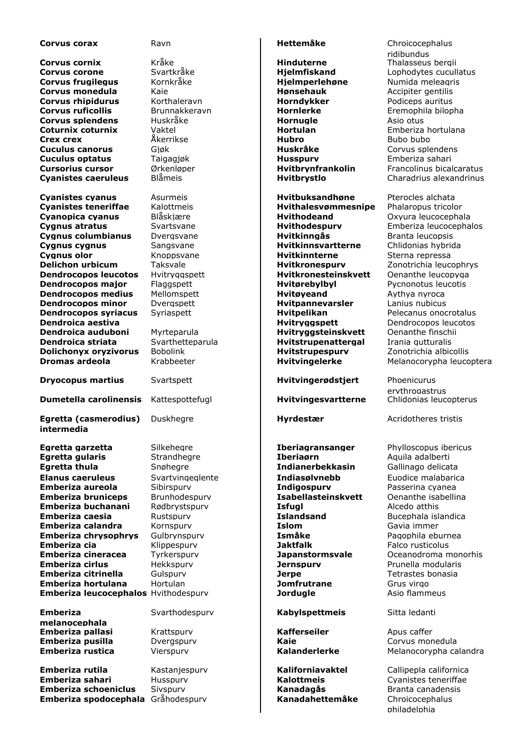| | |
|---|---|
| **Corvus corax** | Ravn |
| **Corvus cornix** | Kråke |
| **Corvus corone** | Svartkråke |
| **Corvus frugilegus** | Kornkråke |
| **Corvus monedula** | Kaie |
| **Corvus rhipidurus** | Korthaleravn |
| **Corvus ruficollis** | Brunnakkeravn |
| **Corvus splendens** | Huskråke |
| **Coturnix coturnix** | Vaktel |
| **Crex crex** | Åkerrikse |
| **Cuculus canorus** | Gjøk |
| **Cuculus optatus** | Taigagjøk |
| **Cursorius cursor** | Ørkenløper |
| **Cyanistes caeruleus** | Blåmeis |
| **Cyanistes cyanus** | Asurmeis |
| **Cyanistes teneriffae** | Kalottmeis |
| **Cyanopica cyanus** | Blåskjære |
| **Cygnus atratus** | Svartsvane |
| **Cygnus columbianus** | Dvergsvane |
| **Cygnus cygnus** | Sangsvane |
| **Cygnus olor** | Knoppsvane |
| **Delichon urbicum** | Taksvale |
| **Dendrocopos leucotos** | Hvitryggspett |
| **Dendrocopos major** | Flaggspett |
| **Dendrocopos medius** | Mellomspett |
| **Dendrocopos minor** | Dvergspett |
| **Dendrocopos syriacus** | Syriaspett |
| **Dendroica aestiva** | |
| **Dendroica auduboni** | Myrteparula |
| **Dendroica striata** | Svarthetteparula |
| **Dolichonyx oryzivorus** | Bobolink |
| **Dromas ardeola** | Krabbeeter |
| **Dryocopus martius** | Svartspett |
| **Dumetella carolinensis** | Kattespottefugl |
| **Egretta (casmerodius) intermedia** | Duskhegre |
| **Egretta garzetta** | Silkehegre |
| **Egretta gularis** | Strandhegre |
| **Egretta thula** | Snøhegre |
| **Elanus caeruleus** | Svartvingeglente |
| **Emberiza aureola** | Sibirspurv |
| **Emberiza bruniceps** | Brunhodespurv |
| **Emberiza buchanani** | Rødbrystspurv |
| **Emberiza caesia** | Rustspurv |
| **Emberiza calandra** | Kornspurv |
| **Emberiza chrysophrys** | Gulbrynspurv |
| **Emberiza cia** | Klippespurv |
| **Emberiza cineracea** | Tyrkerspurv |
| **Emberiza cirlus** | Hekkspurv |
| **Emberiza citrinella** | Gulspurv |
| **Emberiza hortulana** | Hortulan |
| **Emberiza leucocephalos** | Hvithodespurv |
| **Emberiza melanocephala** | Svarthodespurv |
| **Emberiza pallasi** | Krattspurv |
| **Emberiza pusilla** | Dvergspurv |
| **Emberiza rustica** | Vierspurv |
| **Emberiza rutila** | Kastanjespurv |
| **Emberiza sahari** | Husspurv |
| **Emberiza schoeniclus** | Sivspurv |
| **Emberiza spodocephala** | Gråhodespurv |

| | |
|---|---|
| **Hettemåke** | Chroicocephalus ridibundus |
| **Hinduterne** | Thalasseus bergii |
| **Hjelmfiskand** | Lophodytes cucullatus |
| **Hjelmperlehøne** | Numida meleagris |
| **Hønsehauk** | Accipiter gentilis |
| **Horndykker** | Podiceps auritus |
| **Hornlerke** | Eremophila bilopha |
| **Hornugle** | Asio otus |
| **Hortulan** | Emberiza hortulana |
| **Hubro** | Bubo bubo |
| **Huskråke** | Corvus splendens |
| **Husspurv** | Emberiza sahari |
| **Hvitbrynfrankolin** | Francolinus bicalcaratus |
| **Hvitbrystlo** | Charadrius alexandrinus |
| **Hvitbuksandhøne** | Pterocles alchata |
| **Hvithalesvømmesnipe** | Phalaropus tricolor |
| **Hvithodeand** | Oxyura leucocephala |
| **Hvithodespurv** | Emberiza leucocephalos |
| **Hvitkinngås** | Branta leucopsis |
| **Hvitkinnsvartterne** | Chlidonias hybrida |
| **Hvitkinnterne** | Sterna repressa |
| **Hvitkronespurv** | Zonotrichia leucophrys |
| **Hvitkronesteinskvett** | Oenanthe leucopyga |
| **Hvitørebylbyl** | Pycnonotus leucotis |
| **Hvitøyeand** | Aythya nyroca |
| **Hvitpannevarsler** | Lanius nubicus |
| **Hvitpelikan** | Pelecanus onocrotalus |
| **Hvitryggspett** | Dendrocopos leucotos |
| **Hvitryggsteinskvett** | Oenanthe finschii |
| **Hvitstrupenattergal** | Irania gutturalis |
| **Hvitstrupespurv** | Zonotrichia albicollis |
| **Hvitvingelerke** | Melanocorypha leucoptera |
| **Hvitvingerødstjert** | Phoenicurus erythrogastrus |
| **Hvitvingesvartterne** | Chlidonias leucopterus |
| **Hyrdestær** | Acridotheres tristis |
| **Iberiagransanger** | Phylloscopus ibericus |
| **Iberiaørn** | Aquila adalberti |
| **Indianerbekkasin** | Gallinago delicata |
| **Indiasølvnebb** | Euodice malabarica |
| **Indigospurv** | Passerina cyanea |
| **Isabellasteinskvett** | Oenanthe isabellina |
| **Isfugl** | Alcedo atthis |
| **Islandsand** | Bucephala islandica |
| **Islom** | Gavia immer |
| **Ismåke** | Pagophila eburnea |
| **Jaktfalk** | Falco rusticolus |
| **Japanstormsvale** | Oceanodroma monorhis |
| **Jernspurv** | Prunella modularis |
| **Jerpe** | Tetrastes bonasia |
| **Jomfrutrane** | Grus virgo |
| **Jordugle** | Asio flammeus |
| **Kabylspettmeis** | Sitta ledanti |
| **Kafferseiler** | Apus caffer |
| **Kaie** | Corvus monedula |
| **Kalanderlerke** | Melanocorypha calandra |
| **Kaliforniavaktel** | Callipepla californica |
| **Kalottmeis** | Cyanistes teneriffae |
| **Kanadagås** | Branta canadensis |
| **Kanadahettemåke** | Chroicocephalus philadelphia |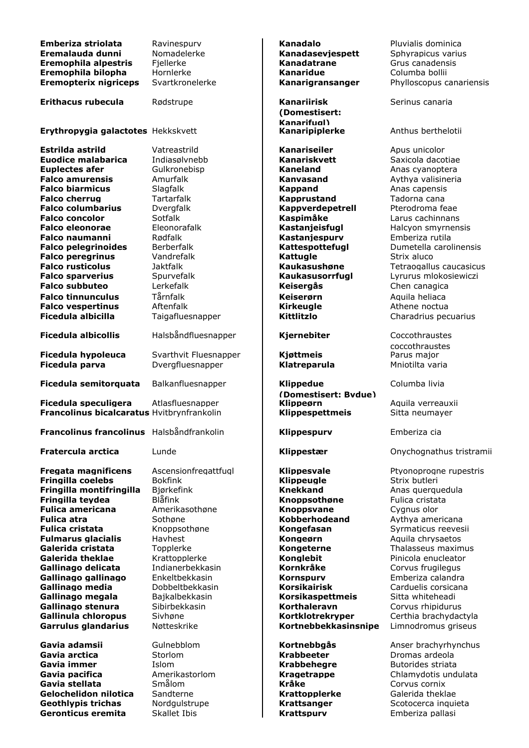| | |
|---|---|
| **Emberiza striolata** | Ravinespurv |
| **Eremalauda dunni** | Nomadelerke |
| **Eremophila alpestris** | Fjellerke |
| **Eremophila bilopha** | Hornlerke |
| **Eremopterix nigriceps** | Svartkronelerke |
| **Erithacus rubecula** | Rødstrupe |
| **Erythropygia galactotes** | Hekkskvett |
| **Estrilda astrild** | Vatreastrild |
| **Euodice malabarica** | Indiasølvnebb |
| **Euplectes afer** | Gulkronebisp |
| **Falco amurensis** | Amurfalk |
| **Falco biarmicus** | Slagfalk |
| **Falco cherrug** | Tartarfalk |
| **Falco columbarius** | Dvergfalk |
| **Falco concolor** | Sotfalk |
| **Falco eleonorae** | Eleonorafalk |
| **Falco naumanni** | Rødfalk |
| **Falco pelegrinoides** | Berberfalk |
| **Falco peregrinus** | Vandrefalk |
| **Falco rusticolus** | Jaktfalk |
| **Falco sparverius** | Spurvefalk |
| **Falco subbuteo** | Lerkefalk |
| **Falco tinnunculus** | Tårnfalk |
| **Falco vespertinus** | Aftenfalk |
| **Ficedula albicilla** | Taigafluesnapper |
| **Ficedula albicollis** | Halsbåndfluesnapper |
| **Ficedula hypoleuca** | Svarthvit Fluesnapper |
| **Ficedula parva** | Dvergfluesnapper |
| **Ficedula semitorquata** | Balkanfluesnapper |
| **Ficedula speculigera** | Atlasfluesnapper |
| **Francolinus bicalcaratus** | Hvitbrynfrankolin |
| **Francolinus francolinus** | Halsbåndfrankolin |
| **Fratercula arctica** | Lunde |
| **Fregata magnificens** | Ascensionfregattfugl |
| **Fringilla coelebs** | Bokfink |
| **Fringilla montifringilla** | Bjørkefink |
| **Fringilla teydea** | Blåfink |
| **Fulica americana** | Amerikasothøne |
| **Fulica atra** | Sothøne |
| **Fulica cristata** | Knoppsothøne |
| **Fulmarus glacialis** | Havhest |
| **Galerida cristata** | Topplerke |
| **Galerida theklae** | Krattopplerke |
| **Gallinago delicata** | Indianerbekkasin |
| **Gallinago gallinago** | Enkeltbekkasin |
| **Gallinago media** | Dobbeltbekkasin |
| **Gallinago megala** | Bajkalbekkasin |
| **Gallinago stenura** | Sibirbekkasin |
| **Gallinula chloropus** | Sivhøne |
| **Garrulus glandarius** | Nøtteskrike |
| **Gavia adamsii** | Gulnebblom |
| **Gavia arctica** | Storlom |
| **Gavia immer** | Islom |
| **Gavia pacifica** | Amerikastorlom |
| **Gavia stellata** | Smålom |
| **Gelochelidon nilotica** | Sandterne |
| **Geothlypis trichas** | Nordgulstrupe |
| **Geronticus eremita** | Skallet Ibis |

| | |
|---|---|
| **Kanadalo** | Pluvialis dominica |
| **Kanadasevjespett** | Sphyrapicus varius |
| **Kanadatrane** | Grus canadensis |
| **Kanaridue** | Columba bollii |
| **Kanarigransanger** | Phylloscopus canariensis |
| **Kanariirisk (Domestisert: Kanarifugl)** | Serinus canaria |
| **Kanaripiplerke** | Anthus berthelotii |
| **Kanariseiler** | Apus unicolor |
| **Kanariskvett** | Saxicola dacotiae |
| **Kaneland** | Anas cyanoptera |
| **Kanvasand** | Aythya valisineria |
| **Kappand** | Anas capensis |
| **Kapprustand** | Tadorna cana |
| **Kappverdepetrell** | Pterodroma feae |
| **Kaspimåke** | Larus cachinnans |
| **Kastanjeisfugl** | Halcyon smyrnensis |
| **Kastanjespurv** | Emberiza rutila |
| **Kattespottefugl** | Dumetella carolinensis |
| **Kattugle** | Strix aluco |
| **Kaukasushøne** | Tetraogallus caucasicus |
| **Kaukasusorrfugl** | Lyrurus mlokosiewiczi |
| **Keisergås** | Chen canagica |
| **Keiserørn** | Aquila heliaca |
| **Kirkeugle** | Athene noctua |
| **Kittlitzlo** | Charadrius pecuarius |
| **Kjernebiter** | Coccothraustes coccothraustes |
| **Kjøttmeis** | Parus major |
| **Klatreparula** | Mniotilta varia |
| **Klippedue (Domestisert: Bydue)** | Columba livia |
| **Klippeørn** | Aquila verreauxii |
| **Klippespettmeis** | Sitta neumayer |
| **Klippespurv** | Emberiza cia |
| **Klippestær** | Onychognathus tristramii |
| **Klippesvale** | Ptyonoprogne rupestris |
| **Klippeugle** | Strix butleri |
| **Knekkand** | Anas querquedula |
| **Knoppsothøne** | Fulica cristata |
| **Knoppsvane** | Cygnus olor |
| **Kobberhodeand** | Aythya americana |
| **Kongefasan** | Syrmaticus reevesii |
| **Kongeørn** | Aquila chrysaetos |
| **Kongeterne** | Thalasseus maximus |
| **Konglebit** | Pinicola enucleator |
| **Kornkråke** | Corvus frugilegus |
| **Kornspurv** | Emberiza calandra |
| **Korsikairisk** | Carduelis corsicana |
| **Korsikaspettmeis** | Sitta whiteheadi |
| **Korthaleravn** | Corvus rhipidurus |
| **Kortklotrekryper** | Certhia brachydactyla |
| **Kortnebbekkasinsnipe** | Limnodromus griseus |
| **Kortnebbgås** | Anser brachyrhynchus |
| **Krabbeeter** | Dromas ardeola |
| **Krabbehegre** | Butorides striata |
| **Kragetrappe** | Chlamydotis undulata |
| **Kråke** | Corvus cornix |
| **Krattopplerke** | Galerida theklae |
| **Krattsanger** | Scotocerca inquieta |
| **Krattspurv** | Emberiza pallasi |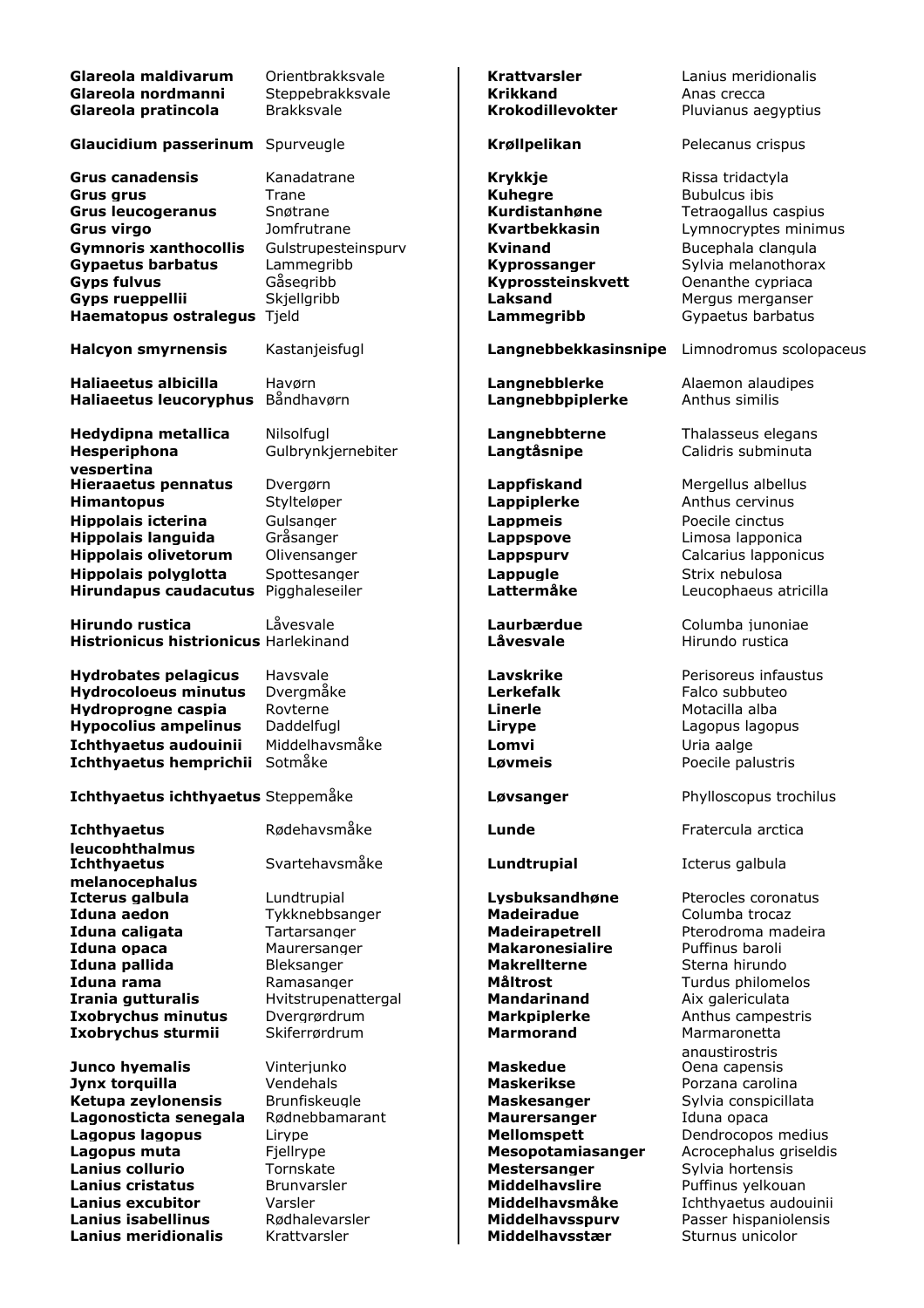| | |
|---|---|
| **Glareola maldivarum** | Orientbrakksvale |
| **Glareola nordmanni** | Steppebrakksvale |
| **Glareola pratincola** | Brakksvale |
| **Glaucidium passerinum** | Spurveugle |
| **Grus canadensis** | Kanadatrane |
| **Grus grus** | Trane |
| **Grus leucogeranus** | Snøtrane |
| **Grus virgo** | Jomfrutrane |
| **Gymnoris xanthocollis** | Gulstrupesteinspurv |
| **Gypaetus barbatus** | Lammegribb |
| **Gyps fulvus** | Gåsegribb |
| **Gyps rueppellii** | Skjellgribb |
| **Haematopus ostralegus** | Tjeld |
| **Halcyon smyrnensis** | Kastanjeisfugl |
| **Haliaeetus albicilla** | Havørn |
| **Haliaeetus leucoryphus** | Båndhavørn |
| **Hedydipna metallica** | Nilsolfugl |
| **Hesperiphona vespertina** | Gulbrynkjernebiter |
| **Hieraaetus pennatus** | Dvergørn |
| **Himantopus** | Stylteløper |
| **Hippolais icterina** | Gulsanger |
| **Hippolais languida** | Gråsanger |
| **Hippolais olivetorum** | Olivensanger |
| **Hippolais polyglotta** | Spottesanger |
| **Hirundapus caudacutus** | Pigghaleseiler |
| **Hirundo rustica** | Låvesvale |
| **Histrionicus histrionicus** | Harlekinand |
| **Hydrobates pelagicus** | Havsvale |
| **Hydrocoloeus minutus** | Dvergmåke |
| **Hydroprogne caspia** | Rovterne |
| **Hypocolius ampelinus** | Daddelfugl |
| **Ichthyaetus audouinii** | Middelhavsmåke |
| **Ichthyaetus hemprichii** | Sotmåke |
| **Ichthyaetus ichthyaetus** | Steppemåke |
| **Ichthyaetus leucophthalmus** | Rødehavsmåke |
| **Ichthyaetus melanocephalus** | Svartehavsmåke |
| **Icterus galbula** | Lundtrupial |
| **Iduna aedon** | Tykknebbsanger |
| **Iduna caligata** | Tartarsanger |
| **Iduna opaca** | Maurersanger |
| **Iduna pallida** | Bleksanger |
| **Iduna rama** | Ramasanger |
| **Irania gutturalis** | Hvitstrupenattergal |
| **Ixobrychus minutus** | Dvergrørdrum |
| **Ixobrychus sturmii** | Skiferrørdrum |
| **Junco hyemalis** | Vinterjunko |
| **Jynx torquilla** | Vendehals |
| **Ketupa zeylonensis** | Brunfiskeugle |
| **Lagonosticta senegala** | Rødnebbamarant |
| **Lagopus lagopus** | Lirype |
| **Lagopus muta** | Fjellrype |
| **Lanius collurio** | Tornskate |
| **Lanius cristatus** | Brunvarsler |
| **Lanius excubitor** | Varsler |
| **Lanius isabellinus** | Rødhalevarsler |
| **Lanius meridionalis** | Krattvarsler |

| | |
|---|---|
| **Krattvarsler** | Lanius meridionalis |
| **Krikkand** | Anas crecca |
| **Krokodillevokter** | Pluvianus aegyptius |
| **Krøllpelikan** | Pelecanus crispus |
| **Krykkje** | Rissa tridactyla |
| **Kuhegre** | Bubulcus ibis |
| **Kurdistanhøne** | Tetraogallus caspius |
| **Kvartbekkasin** | Lymnocryptes minimus |
| **Kvinand** | Bucephala clangula |
| **Kyprossanger** | Sylvia melanothorax |
| **Kyprossteinskvett** | Oenanthe cypriaca |
| **Laksand** | Mergus merganser |
| **Lammegribb** | Gypaetus barbatus |
| **Langnebbekkasinsnipe** | Limnodromus scolopaceus |
| **Langnebblerke** | Alaemon alaudipes |
| **Langnebbpiplerke** | Anthus similis |
| **Langnebbterne** | Thalasseus elegans |
| **Langtåsnipe** | Calidris subminuta |
| **Lappfiskand** | Mergellus albellus |
| **Lappiplerke** | Anthus cervinus |
| **Lappmeis** | Poecile cinctus |
| **Lappspove** | Limosa lapponica |
| **Lappspurv** | Calcarius lapponicus |
| **Lappugle** | Strix nebulosa |
| **Lattermåke** | Leucophaeus atricilla |
| **Laurbærdue** | Columba junoniae |
| **Låvesvale** | Hirundo rustica |
| **Lavskrike** | Perisoreus infaustus |
| **Lerkefalk** | Falco subbuteo |
| **Linerle** | Motacilla alba |
| **Lirype** | Lagopus lagopus |
| **Lomvi** | Uria aalge |
| **Løvmeis** | Poecile palustris |
| **Løvsanger** | Phylloscopus trochilus |
| **Lunde** | Fratercula arctica |
| **Lundtrupial** | Icterus galbula |
| **Lysbuksandhøne** | Pterocles coronatus |
| **Madeiradue** | Columba trocaz |
| **Madeirapetrell** | Pterodroma madeira |
| **Makaronesialire** | Puffinus baroli |
| **Makrellterne** | Sterna hirundo |
| **Måltrost** | Turdus philomelos |
| **Mandarinand** | Aix galericulata |
| **Markpiplerke** | Anthus campestris |
| **Marmorand** | Marmaronetta angustirostris |
| **Maskedue** | Oena capensis |
| **Maskerikse** | Porzana carolina |
| **Maskesanger** | Sylvia conspicillata |
| **Maurersanger** | Iduna opaca |
| **Mellomspett** | Dendrocopos medius |
| **Mesopotamiasanger** | Acrocephalus griseldis |
| **Mestersanger** | Sylvia hortensis |
| **Middelhavslire** | Puffinus yelkouan |
| **Middelhavsmåke** | Ichthyaetus audouinii |
| **Middelhavsspurv** | Passer hispaniolensis |
| **Middelhavsstær** | Sturnus unicolor |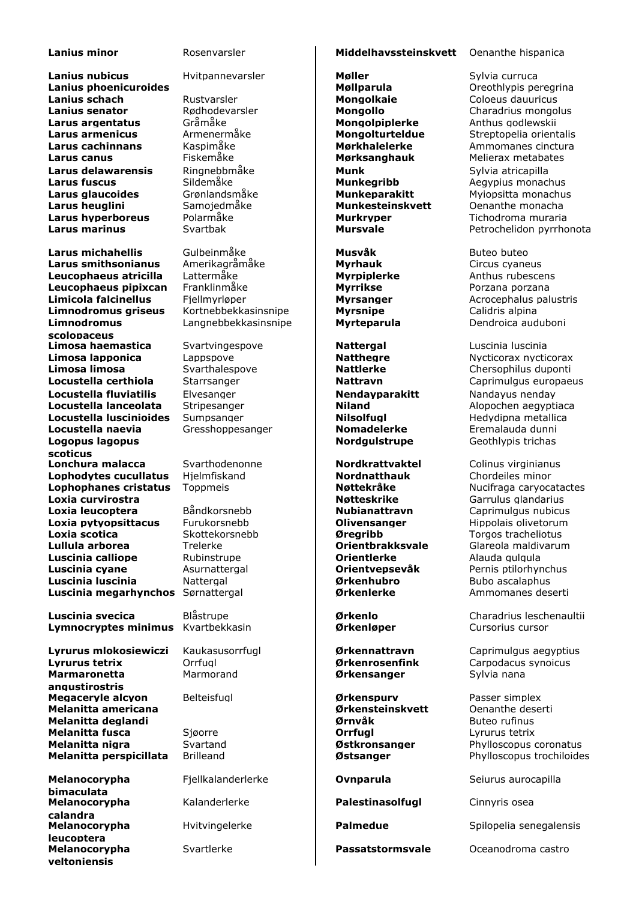| | |
|---|---|
| **Lanius minor** | Rosenvarsler |
| **Lanius nubicus** | Hvitpannevarsler |
| **Lanius phoenicuroides** | |
| **Lanius schach** | Rustvarsler |
| **Lanius senator** | Rødhodevarsler |
| **Larus argentatus** | Gråmåke |
| **Larus armenicus** | Armenermåke |
| **Larus cachinnans** | Kaspimåke |
| **Larus canus** | Fiskemåke |
| **Larus delawarensis** | Ringnebbmåke |
| **Larus fuscus** | Sildemåke |
| **Larus glaucoides** | Grønlandsmåke |
| **Larus heuglini** | Samojedmåke |
| **Larus hyperboreus** | Polarmåke |
| **Larus marinus** | Svartbak |
| **Larus michahellis** | Gulbeinmåke |
| **Larus smithsonianus** | Amerikagråmåke |
| **Leucophaeus atricilla** | Lattermåke |
| **Leucophaeus pipixcan** | Franklinmåke |
| **Limicola falcinellus** | Fjellmyrløper |
| **Limnodromus griseus** | Kortnebbekkasinsnipe |
| **Limnodromus scolopaceus** | Langnebbekkasinsnipe |
| **Limosa haemastica** | Svartvingespove |
| **Limosa lapponica** | Lappspove |
| **Limosa limosa** | Svarthalespove |
| **Locustella certhiola** | Starrsanger |
| **Locustella fluviatilis** | Elvesanger |
| **Locustella lanceolata** | Stripesanger |
| **Locustella luscinioides** | Sumpsanger |
| **Locustella naevia** | Gresshoppesanger |
| **Logopus lagopus scoticus** | |
| **Lonchura malacca** | Svarthodenonne |
| **Lophodytes cucullatus** | Hjelmfiskand |
| **Lophophanes cristatus** | Toppmeis |
| **Loxia curvirostra** | |
| **Loxia leucoptera** | Båndkorsnebb |
| **Loxia pytyopsittacus** | Furukorsnebb |
| **Loxia scotica** | Skottekorsnebb |
| **Lullula arborea** | Trelerke |
| **Luscinia calliope** | Rubinstrupe |
| **Luscinia cyane** | Asurnattergal |
| **Luscinia luscinia** | Nattergal |
| **Luscinia megarhynchos** | Sørnattergal |
| **Luscinia svecica** | Blåstrupe |
| **Lymnocryptes minimus** | Kvartbekkasin |
| **Lyrurus mlokosiewiczi** | Kaukasusorrfugl |
| **Lyrurus tetrix** | Orrfugl |
| **Marmaronetta angustirostris** | Marmorand |
| **Megaceryle alcyon** | Belteisfugl |
| **Melanitta americana** | |
| **Melanitta deglandi** | |
| **Melanitta fusca** | Sjøorre |
| **Melanitta nigra** | Svartand |
| **Melanitta perspicillata** | Brilleand |
| **Melanocorypha bimaculata** | Fjellkalanderlerke |
| **Melanocorypha calandra** | Kalanderlerke |
| **Melanocorypha leucoptera** | Hvitvingelerke |
| **Melanocorypha yeltoniensis** | Svartlerke |

| | |
|---|---|
| **Middelhavssteinskvett** | Oenanthe hispanica |
| **Møller** | Sylvia curruca |
| **Møllparula** | Oreothlypis peregrina |
| **Mongolkaie** | Coloeus dauuricus |
| **Mongollo** | Charadrius mongolus |
| **Mongolpiplerke** | Anthus godlewskii |
| **Mongolturteldue** | Streptopelia orientalis |
| **Mørkhalelerke** | Ammomanes cinctura |
| **Mørksanghauk** | Melierax metabates |
| **Munk** | Sylvia atricapilla |
| **Munkegribb** | Aegypius monachus |
| **Munkeparakitt** | Myiopsitta monachus |
| **Munkesteinskvett** | Oenanthe monacha |
| **Murkryper** | Tichodroma muraria |
| **Mursvale** | Petrochelidon pyrrhonota |
| **Musvåk** | Buteo buteo |
| **Myrhauk** | Circus cyaneus |
| **Myrpiplerke** | Anthus rubescens |
| **Myrrikse** | Porzana porzana |
| **Myrsanger** | Acrocephalus palustris |
| **Myrsnipe** | Calidris alpina |
| **Myrteparula** | Dendroica auduboni |
| **Nattergal** | Luscinia luscinia |
| **Natthegre** | Nycticorax nycticorax |
| **Nattlerke** | Chersophilus duponti |
| **Nattravn** | Caprimulgus europaeus |
| **Nendayparakitt** | Nandayus nenday |
| **Niland** | Alopochen aegyptiaca |
| **Nilsolfugl** | Hedydipna metallica |
| **Nomadelerke** | Eremalauda dunni |
| **Nordgulstrupe** | Geothlypis trichas |
| **Nordkrattvaktel** | Colinus virginianus |
| **Nordnatthauk** | Chordeiles minor |
| **Nøttekråke** | Nucifraga caryocatactes |
| **Nøtteskrike** | Garrulus glandarius |
| **Nubianattravn** | Caprimulgus nubicus |
| **Olivensanger** | Hippolais olivetorum |
| **Øregribb** | Torgos tracheliotus |
| **Orientbrakksvale** | Glareola maldivarum |
| **Orientlerke** | Alauda gulgula |
| **Orientvepsevåk** | Pernis ptilorhynchus |
| **Ørkenhubro** | Bubo ascalaphus |
| **Ørkenlerke** | Ammomanes deserti |
| **Ørkenlo** | Charadrius leschenaultii |
| **Ørkenløper** | Cursorius cursor |
| **Ørkennattravn** | Caprimulgus aegyptius |
| **Ørkenrosenfink** | Carpodacus synoicus |
| **Ørkensanger** | Sylvia nana |
| **Ørkenspurv** | Passer simplex |
| **Ørkensteinskvett** | Oenanthe deserti |
| **Ørnvåk** | Buteo rufinus |
| **Orrfugl** | Lyrurus tetrix |
| **Østkronsanger** | Phylloscopus coronatus |
| **Østsanger** | Phylloscopus trochiloides |
| **Ovnparula** | Seiurus aurocapilla |
| **Palestinasolfugl** | Cinnyris osea |
| **Palmedue** | Spilopelia senegalensis |
| **Passatstormsvale** | Oceanodroma castro |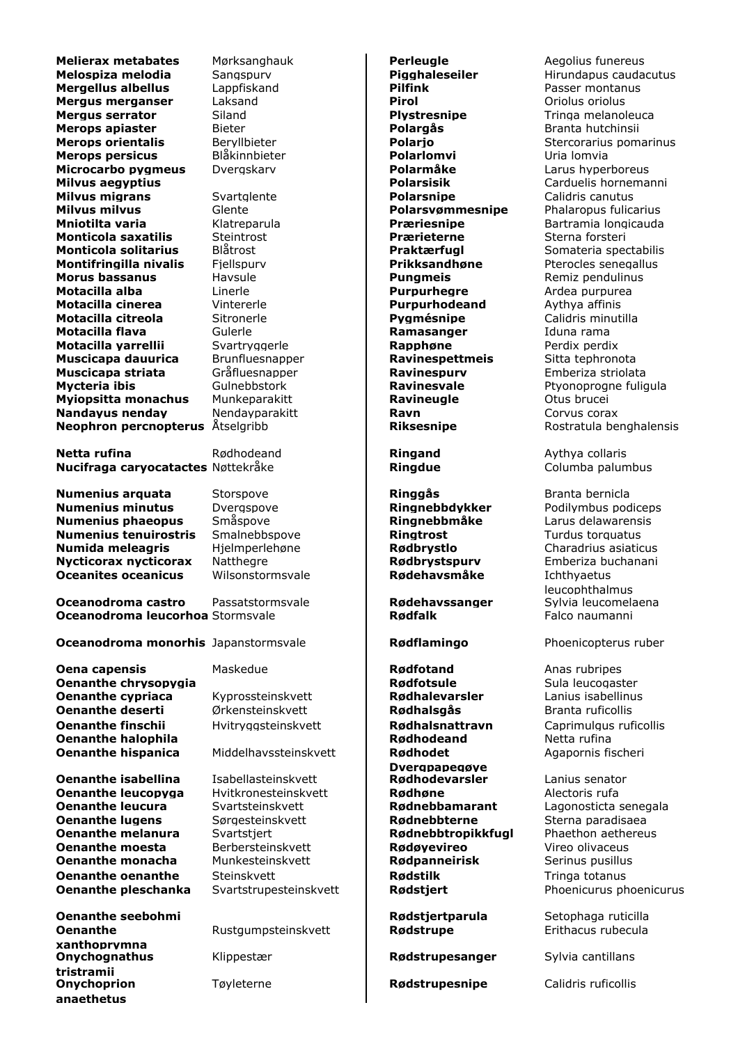| | |
|---|---|
| **Melierax metabates** | Mørksanghauk |
| **Melospiza melodia** | Sangspurv |
| **Mergellus albellus** | Lappfiskand |
| **Mergus merganser** | Laksand |
| **Mergus serrator** | Siland |
| **Merops apiaster** | Bieter |
| **Merops orientalis** | Beryllbieter |
| **Merops persicus** | Blåkinnbieter |
| **Microcarbo pygmeus** | Dvergskarv |
| **Milvus aegyptius** | |
| **Milvus migrans** | Svartglente |
| **Milvus milvus** | Glente |
| **Mniotilta varia** | Klatreparula |
| **Monticola saxatilis** | Steintrost |
| **Monticola solitarius** | Blåtrost |
| **Montifringilla nivalis** | Fjellspurv |
| **Morus bassanus** | Havsule |
| **Motacilla alba** | Linerle |
| **Motacilla cinerea** | Vintererle |
| **Motacilla citreola** | Sitronerle |
| **Motacilla flava** | Gulerle |
| **Motacilla yarrellii** | Svartryggerle |
| **Muscicapa dauurica** | Brunfluesnapper |
| **Muscicapa striata** | Gråfluesnapper |
| **Mycteria ibis** | Gulnebbstork |
| **Myiopsitta monachus** | Munkeparakitt |
| **Nandayus nenday** | Nendayparakitt |
| **Neophron percnopterus** | Åtselgribb |
| **Netta rufina** | Rødhodeand |
| **Nucifraga caryocatactes** | Nøttekråke |
| **Numenius arquata** | Storspove |
| **Numenius minutus** | Dvergspove |
| **Numenius phaeopus** | Småspove |
| **Numenius tenuirostris** | Smalnebbspove |
| **Numida meleagris** | Hjelmperlehøne |
| **Nycticorax nycticorax** | Natthegre |
| **Oceanites oceanicus** | Wilsonstormsvale |
| **Oceanodroma castro** | Passatstormsvale |
| **Oceanodroma leucorhoa** | Stormsvale |
| **Oceanodroma monorhis** | Japanstormsvale |
| **Oena capensis** | Maskedue |
| **Oenanthe chrysopygia** | |
| **Oenanthe cypriaca** | Kyprossteinskvett |
| **Oenanthe deserti** | Ørkensteinskvett |
| **Oenanthe finschii** | Hvitryggsteinskvett |
| **Oenanthe halophila** | |
| **Oenanthe hispanica** | Middelhavssteinskvett |
| **Oenanthe isabellina** | Isabellasteinskvett |
| **Oenanthe leucopyga** | Hvitkronesteinskvett |
| **Oenanthe leucura** | Svartsteinskvett |
| **Oenanthe lugens** | Sørgesteinskvett |
| **Oenanthe melanura** | Svartstjert |
| **Oenanthe moesta** | Berbersteinskvett |
| **Oenanthe monacha** | Munkesteinskvett |
| **Oenanthe oenanthe** | Steinskvett |
| **Oenanthe pleschanka** | Svartstrupesteinskvett |
| **Oenanthe seebohmi** | |
| **Oenanthe xanthoprymna** | Rustgumpsteinskvett |
| **Onychognathus tristramii** | Klippestær |
| **Onychoprion anaethetus** | Tøyleterne |

| | |
|---|---|
| **Perleugle** | Aegolius funereus |
| **Pigghaleseiler** | Hirundapus caudacutus |
| **Pilfink** | Passer montanus |
| **Pirol** | Oriolus oriolus |
| **Plystresnipe** | Tringa melanoleuca |
| **Polargås** | Branta hutchinsii |
| **Polarjo** | Stercorarius pomarinus |
| **Polarlomvi** | Uria lomvia |
| **Polarmåke** | Larus hyperboreus |
| **Polarsisik** | Carduelis hornemanni |
| **Polarsnipe** | Calidris canutus |
| **Polarsvømmesnipe** | Phalaropus fulicarius |
| **Præriesnipe** | Bartramia longicauda |
| **Prærieterne** | Sterna forsteri |
| **Praktærfugl** | Somateria spectabilis |
| **Prikksandhøne** | Pterocles senegallus |
| **Pungmeis** | Remiz pendulinus |
| **Purpurhegre** | Ardea purpurea |
| **Purpurhodeand** | Aythya affinis |
| **Pygmésnipe** | Calidris minutilla |
| **Ramasanger** | Iduna rama |
| **Rapphøne** | Perdix perdix |
| **Ravinespettmeis** | Sitta tephronota |
| **Ravinespurv** | Emberiza striolata |
| **Ravinesvale** | Ptyonoprogne fuligula |
| **Ravineugle** | Otus brucei |
| **Ravn** | Corvus corax |
| **Riksesnipe** | Rostratula benghalensis |
| **Ringand** | Aythya collaris |
| **Ringdue** | Columba palumbus |
| **Ringgås** | Branta bernicla |
| **Ringnebbdykker** | Podilymbus podiceps |
| **Ringnebbmåke** | Larus delawarensis |
| **Ringtrost** | Turdus torquatus |
| **Rødbrystlo** | Charadrius asiaticus |
| **Rødbrystspurv** | Emberiza buchanani |
| **Rødehavsmåke** | Ichthyaetus leucophthalmus |
| **Rødehavssanger** | Sylvia leucomelaena |
| **Rødfalk** | Falco naumanni |
| **Rødflamingo** | Phoenicopterus ruber |
| **Rødfotand** | Anas rubripes |
| **Rødfotsule** | Sula leucogaster |
| **Rødhalevarsler** | Lanius isabellinus |
| **Rødhalsgås** | Branta ruficollis |
| **Rødhalsnattravn** | Caprimulgus ruficollis |
| **Rødhodeand** | Netta rufina |
| **Rødhodet Dvergpapegøye** | Agapornis fischeri |
| **Rødhodevarsler** | Lanius senator |
| **Rødhøne** | Alectoris rufa |
| **Rødnebbamarant** | Lagonosticta senegala |
| **Rødnebbterne** | Sterna paradisaea |
| **Rødnebbtropikkfugl** | Phaethon aethereus |
| **Rødøyevireo** | Vireo olivaceus |
| **Rødpanneirisk** | Serinus pusillus |
| **Rødstilk** | Tringa totanus |
| **Rødstjert** | Phoenicurus phoenicurus |
| **Rødstjertparula** | Setophaga ruticilla |
| **Rødstrupe** | Erithacus rubecula |
| **Rødstrupesanger** | Sylvia cantillans |
| **Rødstrupesnipe** | Calidris ruficollis |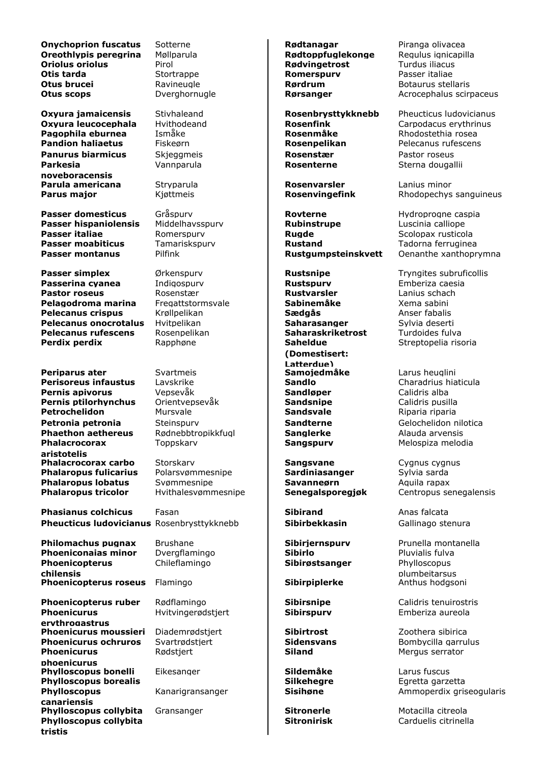| | |
|---|---|
| **Onychoprion fuscatus** | Sotterne |
| **Oreothlypis peregrina** | Møllparula |
| **Oriolus oriolus** | Pirol |
| **Otis tarda** | Stortrappe |
| **Otus brucei** | Ravineugle |
| **Otus scops** | Dverghornugle |
| **Oxyura jamaicensis** | Stivhaleand |
| **Oxyura leucocephala** | Hvithodeand |
| **Pagophila eburnea** | Ismåke |
| **Pandion haliaetus** | Fiskeørn |
| **Panurus biarmicus** | Skjeggmeis |
| **Parkesia noveboracensis** | Vannparula |
| **Parula americana** | Stryparula |
| **Parus major** | Kjøttmeis |
| **Passer domesticus** | Gråspurv |
| **Passer hispaniolensis** | Middelhavsspurv |
| **Passer italiae** | Romerspurv |
| **Passer moabiticus** | Tamariskspurv |
| **Passer montanus** | Pilfink |
| **Passer simplex** | Ørkenspurv |
| **Passerina cyanea** | Indigospurv |
| **Pastor roseus** | Rosenstær |
| **Pelagodroma marina** | Fregattstormsvale |
| **Pelecanus crispus** | Krøllpelikan |
| **Pelecanus onocrotalus** | Hvitpelikan |
| **Pelecanus rufescens** | Rosenpelikan |
| **Perdix perdix** | Rapphøne |
| **Periparus ater** | Svartmeis |
| **Perisoreus infaustus** | Lavskrike |
| **Pernis apivorus** | Vepsevåk |
| **Pernis ptilorhynchus** | Orientvepsevåk |
| **Petrochelidon** | Mursvale |
| **Petronia petronia** | Steinspurv |
| **Phaethon aethereus** | Rødnebbtropikkfugl |
| **Phalacrocorax aristotelis** | Toppskarv |
| **Phalacrocorax carbo** | Storskarv |
| **Phalaropus fulicarius** | Polarsvømmesnipe |
| **Phalaropus lobatus** | Svømmesnipe |
| **Phalaropus tricolor** | Hvithalesvømmesnipe |
| **Phasianus colchicus** | Fasan |
| **Pheucticus ludovicianus** | Rosenbrysttykknebb |
| **Philomachus pugnax** | Brushane |
| **Phoeniconaias minor** | Dvergflamingo |
| **Phoenicopterus chilensis** | Chileflamingo |
| **Phoenicopterus roseus** | Flamingo |
| **Phoenicopterus ruber** | Rødflamingo |
| **Phoenicurus erythrogastrus** | Hvitvingerødstjert |
| **Phoenicurus moussieri** | Diademrødstjert |
| **Phoenicurus ochruros** | Svartrødstjert |
| **Phoenicurus phoenicurus** | Rødstjert |
| **Phylloscopus bonelli** | Eikesanger |
| **Phylloscopus borealis** | |
| **Phylloscopus canariensis** | Kanarigransanger |
| **Phylloscopus collybita** | Gransanger |
| **Phylloscopus collybita tristis** | |

| | |
|---|---|
| **Rødtanagar** | Piranga olivacea |
| **Rødtoppfuglekonge** | Regulus ignicapilla |
| **Rødvingetrost** | Turdus iliacus |
| **Romerspurv** | Passer italiae |
| **Rørdrum** | Botaurus stellaris |
| **Rørsanger** | Acrocephalus scirpaceus |
| **Rosenbrysttykknebb** | Pheucticus ludovicianus |
| **Rosenfink** | Carpodacus erythrinus |
| **Rosenmåke** | Rhodostethia rosea |
| **Rosenpelikan** | Pelecanus rufescens |
| **Rosenstær** | Pastor roseus |
| **Rosenterne** | Sterna dougallii |
| **Rosenvarsler** | Lanius minor |
| **Rosenvingefink** | Rhodopechys sanguineus |
| **Rovterne** | Hydroprogne caspia |
| **Rubinstrupe** | Luscinia calliope |
| **Rugde** | Scolopax rusticola |
| **Rustand** | Tadorna ferruginea |
| **Rustgumpsteinskvett** | Oenanthe xanthoprymna |
| **Rustsnipe** | Tryngites subruficollis |
| **Rustspurv** | Emberiza caesia |
| **Rustvarsler** | Lanius schach |
| **Sabinemåke** | Xema sabini |
| **Sædgås** | Anser fabalis |
| **Saharasanger** | Sylvia deserti |
| **Saharaskriketrost** | Turdoides fulva |
| **Saheldue (Domestisert: Latterdue)** | Streptopelia risoria |
| **Samojedmåke** | Larus heuglini |
| **Sandlo** | Charadrius hiaticula |
| **Sandløper** | Calidris alba |
| **Sandsnipe** | Calidris pusilla |
| **Sandsvale** | Riparia riparia |
| **Sandterne** | Gelochelidon nilotica |
| **Sanglerke** | Alauda arvensis |
| **Sangspurv** | Melospiza melodia |
| **Sangsvane** | Cygnus cygnus |
| **Sardiniasanger** | Sylvia sarda |
| **Savanneørn** | Aquila rapax |
| **Senegalsporegjøk** | Centropus senegalensis |
| **Sibirand** | Anas falcata |
| **Sibirbekkasin** | Gallinago stenura |
| **Sibirjernspurv** | Prunella montanella |
| **Sibirlo** | Pluvialis fulva |
| **Sibirøstsanger** | Phylloscopus plumbeitarsus |
| **Sibirpiplerke** | Anthus hodgsoni |
| **Sibirsnipe** | Calidris tenuirostris |
| **Sibirspurv** | Emberiza aureola |
| **Sibirtrost** | Zoothera sibirica |
| **Sidensvans** | Bombycilla garrulus |
| **Siland** | Mergus serrator |
| **Sildemåke** | Larus fuscus |
| **Silkehegre** | Egretta garzetta |
| **Sisihøne** | Ammoperdix griseogularis |
| **Sitronerle** | Motacilla citreola |
| **Sitronirisk** | Carduelis citrinella |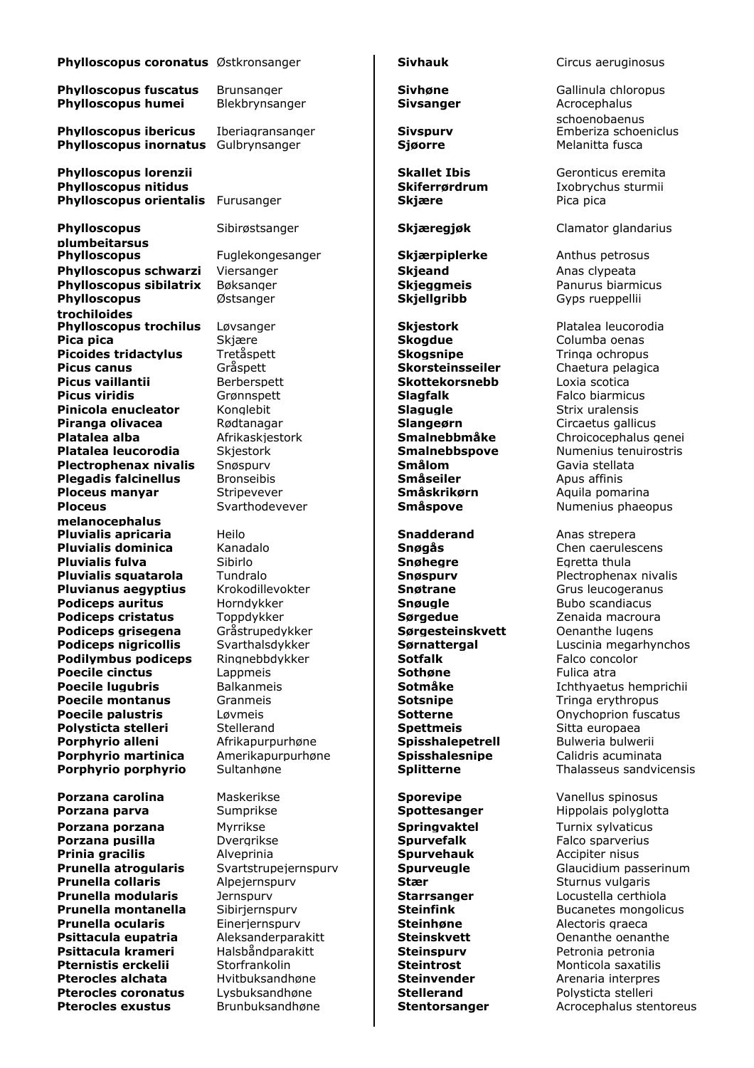| | |
|---|---|
| **Phylloscopus coronatus** | Østkronsanger |
| **Phylloscopus fuscatus** | Brunsanger |
| **Phylloscopus humei** | Blekbrynsanger |
| **Phylloscopus ibericus** | Iberiagransanger |
| **Phylloscopus inornatus** | Gulbrynsanger |
| **Phylloscopus lorenzii** | |
| **Phylloscopus nitidus** | |
| **Phylloscopus orientalis** | Furusanger |
| **Phylloscopus plumbeitarsus** | Sibirøstsanger |
| **Phylloscopus** | Fuglekongesanger |
| **Phylloscopus schwarzi** | Viersanger |
| **Phylloscopus sibilatrix** | Bøksanger |
| **Phylloscopus trochiloides** | Østsanger |
| **Phylloscopus trochilus** | Løvsanger |
| **Pica pica** | Skjære |
| **Picoides tridactylus** | Tretåspett |
| **Picus canus** | Gråspett |
| **Picus vaillantii** | Berberspett |
| **Picus viridis** | Grønnspett |
| **Pinicola enucleator** | Konglebit |
| **Piranga olivacea** | Rødtanagar |
| **Platalea alba** | Afrikaskjestork |
| **Platalea leucorodia** | Skjestork |
| **Plectrophenax nivalis** | Snøspurv |
| **Plegadis falcinellus** | Bronseibis |
| **Ploceus manyar** | Stripevever |
| **Ploceus melanocephalus** | Svarthodevever |
| **Pluvialis apricaria** | Heilo |
| **Pluvialis dominica** | Kanadalo |
| **Pluvialis fulva** | Sibirlo |
| **Pluvialis squatarola** | Tundralo |
| **Pluvianus aegyptius** | Krokodillevokter |
| **Podiceps auritus** | Horndykker |
| **Podiceps cristatus** | Toppdykker |
| **Podiceps grisegena** | Gråstrupedykker |
| **Podiceps nigricollis** | Svarthalsdykker |
| **Podilymbus podiceps** | Ringnebbdykker |
| **Poecile cinctus** | Lappmeis |
| **Poecile lugubris** | Balkanmeis |
| **Poecile montanus** | Granmeis |
| **Poecile palustris** | Løvmeis |
| **Polysticta stelleri** | Stellerand |
| **Porphyrio alleni** | Afrikapurpurhøne |
| **Porphyrio martinica** | Amerikapurpurhøne |
| **Porphyrio porphyrio** | Sultanhøne |
| **Porzana carolina** | Maskerikse |
| **Porzana parva** | Sumprikse |
| **Porzana porzana** | Myrrikse |
| **Porzana pusilla** | Dvergrikse |
| **Prinia gracilis** | Alveprinia |
| **Prunella atrogularis** | Svartstrupejernspurv |
| **Prunella collaris** | Alpejernspurv |
| **Prunella modularis** | Jernspurv |
| **Prunella montanella** | Sibirjernspurv |
| **Prunella ocularis** | Einerjernspurv |
| **Psittacula eupatria** | Aleksanderparakitt |
| **Psittacula krameri** | Halsbåndparakitt |
| **Pternistis erckelii** | Storfrankolin |
| **Pterocles alchata** | Hvitbuksandhøne |
| **Pterocles coronatus** | Lysbuksandhøne |
| **Pterocles exustus** | Brunbuksandhøne |

| | |
|---|---|
| **Sivhauk** | Circus aeruginosus |
| **Sivhøne** | Gallinula chloropus |
| **Sivsanger** | Acrocephalus schoenobaenus |
| **Sivspurv** | Emberiza schoeniclus |
| **Sjøorre** | Melanitta fusca |
| **Skallet Ibis** | Geronticus eremita |
| **Skiferrørdrum** | Ixobrychus sturmii |
| **Skjære** | Pica pica |
| **Skjæregjøk** | Clamator glandarius |
| **Skjærpiplerke** | Anthus petrosus |
| **Skjeand** | Anas clypeata |
| **Skjeggmeis** | Panurus biarmicus |
| **Skjellgribb** | Gyps rueppellii |
| **Skjestork** | Platalea leucorodia |
| **Skogdue** | Columba oenas |
| **Skogsnipe** | Tringa ochropus |
| **Skorsteinsseiler** | Chaetura pelagica |
| **Skottekorsnebb** | Loxia scotica |
| **Slagfalk** | Falco biarmicus |
| **Slagugle** | Strix uralensis |
| **Slangeørn** | Circaetus gallicus |
| **Smalnebbmåke** | Chroicocephalus genei |
| **Smalnebbspove** | Numenius tenuirostris |
| **Smålom** | Gavia stellata |
| **Småseiler** | Apus affinis |
| **Småskrikørn** | Aquila pomarina |
| **Småspove** | Numenius phaeopus |
| **Snadderand** | Anas strepera |
| **Snøgås** | Chen caerulescens |
| **Snøhegre** | Egretta thula |
| **Snøspurv** | Plectrophenax nivalis |
| **Snøtrane** | Grus leucogeranus |
| **Snøugle** | Bubo scandiacus |
| **Sørgedue** | Zenaida macroura |
| **Sørgesteinskvett** | Oenanthe lugens |
| **Sørnattergal** | Luscinia megarhynchos |
| **Sotfalk** | Falco concolor |
| **Sothøne** | Fulica atra |
| **Sotmåke** | Ichthyaetus hemprichii |
| **Sotsnipe** | Tringa erythropus |
| **Sotterne** | Onychoprion fuscatus |
| **Spettmeis** | Sitta europaea |
| **Spisshalepetrell** | Bulweria bulwerii |
| **Spisshalesnipe** | Calidris acuminata |
| **Splitterne** | Thalasseus sandvicensis |
| **Sporevipe** | Vanellus spinosus |
| **Spottesanger** | Hippolais polyglotta |
| **Springvaktel** | Turnix sylvaticus |
| **Spurvefalk** | Falco sparverius |
| **Spurvehauk** | Accipiter nisus |
| **Spurveugle** | Glaucidium passerinum |
| **Stær** | Sturnus vulgaris |
| **Starrsanger** | Locustella certhiola |
| **Steinfink** | Bucanetes mongolicus |
| **Steinhøne** | Alectoris graeca |
| **Steinskvett** | Oenanthe oenanthe |
| **Steinspurv** | Petronia petronia |
| **Steintrost** | Monticola saxatilis |
| **Steinvender** | Arenaria interpres |
| **Stellerand** | Polysticta stelleri |
| **Stentorsanger** | Acrocephalus stentoreus |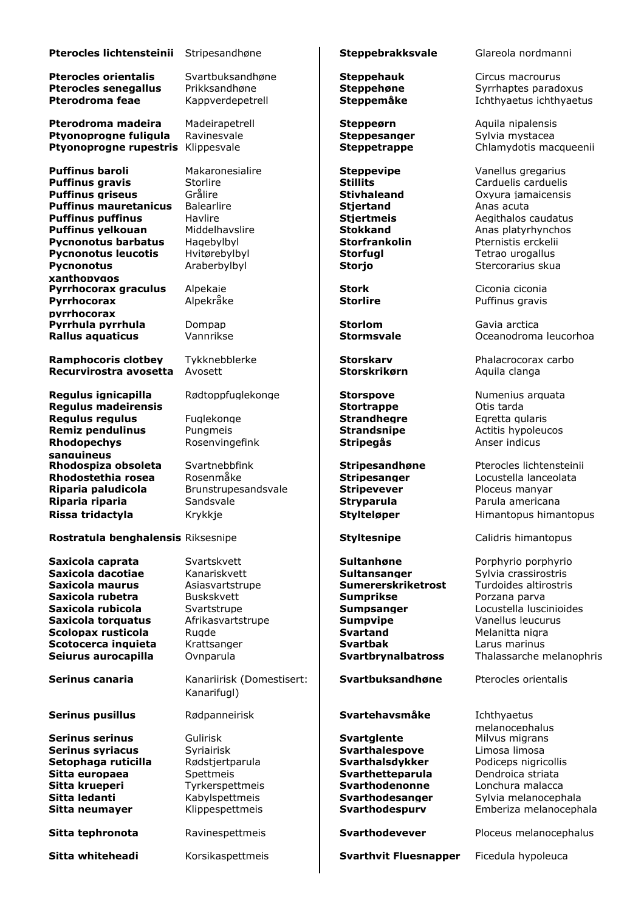| | |
|---|---|
| **Pterocles lichtensteinii** | Stripesandhøne |
| **Pterocles orientalis** | Svartbuksandhøne |
| **Pterocles senegallus** | Prikksandhøne |
| **Pterodroma feae** | Kappverdepetrell |
| **Pterodroma madeira** | Madeirapetrell |
| **Ptyonoprogne fuligula** | Ravinesvale |
| **Ptyonoprogne rupestris** | Klippesvale |
| **Puffinus baroli** | Makaronesialire |
| **Puffinus gravis** | Storlire |
| **Puffinus griseus** | Grålire |
| **Puffinus mauretanicus** | Balearlire |
| **Puffinus puffinus** | Havlire |
| **Puffinus yelkouan** | Middelhavslire |
| **Pycnonotus barbatus** | Hagebylbyl |
| **Pycnonotus leucotis** | Hvitørebylbyl |
| **Pycnonotus xanthopygos** | Araberbylbyl |
| **Pyrrhocorax graculus** | Alpekaie |
| **Pyrrhocorax pyrrhocorax** | Alpekråke |
| **Pyrrhula pyrrhula** | Dompap |
| **Rallus aquaticus** | Vannrikse |
| **Ramphocoris clotbey** | Tykknebblerke |
| **Recurvirostra avosetta** | Avosett |
| **Regulus ignicapilla** | Rødtoppfuglekonge |
| **Regulus madeirensis** | |
| **Regulus regulus** | Fuglekonge |
| **Remiz pendulinus** | Pungmeis |
| **Rhodopechys sanguineus** | Rosenvingefink |
| **Rhodospiza obsoleta** | Svartnebbfink |
| **Rhodostethia rosea** | Rosenmåke |
| **Riparia paludicola** | Brunstrupesandsvale |
| **Riparia riparia** | Sandsvale |
| **Rissa tridactyla** | Krykkje |
| **Rostratula benghalensis** | Riksesnipe |
| **Saxicola caprata** | Svartskvett |
| **Saxicola dacotiae** | Kanariskvett |
| **Saxicola maurus** | Asiasvartstrupe |
| **Saxicola rubetra** | Buskskvett |
| **Saxicola rubicola** | Svartstrupe |
| **Saxicola torquatus** | Afrikasvartstrupe |
| **Scolopax rusticola** | Rugde |
| **Scotocerca inquieta** | Krattsanger |
| **Seiurus aurocapilla** | Ovnparula |
| **Serinus canaria** | Kanariirisk (Domestisert: Kanarifugl) |
| **Serinus pusillus** | Rødpanneirisk |
| **Serinus serinus** | Gulirisk |
| **Serinus syriacus** | Syriairisk |
| **Setophaga ruticilla** | Rødstjertparula |
| **Sitta europaea** | Spettmeis |
| **Sitta krueperi** | Tyrkerspettmeis |
| **Sitta ledanti** | Kabylspettmeis |
| **Sitta neumayer** | Klippespettmeis |
| **Sitta tephronota** | Ravinespettmeis |
| **Sitta whiteheadi** | Korsikaspettmeis |

| | |
|---|---|
| **Steppebrakksvale** | Glareola nordmanni |
| **Steppehauk** | Circus macrourus |
| **Steppehøne** | Syrrhaptes paradoxus |
| **Steppemåke** | Ichthyaetus ichthyaetus |
| **Steppeørn** | Aquila nipalensis |
| **Steppesanger** | Sylvia mystacea |
| **Steppetrappe** | Chlamydotis macqueenii |
| **Steppevipe** | Vanellus gregarius |
| **Stillits** | Carduelis carduelis |
| **Stivhaleand** | Oxyura jamaicensis |
| **Stjertand** | Anas acuta |
| **Stjertmeis** | Aegithalos caudatus |
| **Stokkand** | Anas platyrhynchos |
| **Storfrankolin** | Pternistis erckelii |
| **Storfugl** | Tetrao urogallus |
| **Storjo** | Stercorarius skua |
| **Stork** | Ciconia ciconia |
| **Storlire** | Puffinus gravis |
| **Storlom** | Gavia arctica |
| **Stormsvale** | Oceanodroma leucorhoa |
| **Storskarv** | Phalacrocorax carbo |
| **Storskrikørn** | Aquila clanga |
| **Storspove** | Numenius arquata |
| **Stortrappe** | Otis tarda |
| **Strandhegre** | Egretta gularis |
| **Strandsnipe** | Actitis hypoleucos |
| **Stripegås** | Anser indicus |
| **Stripesandhøne** | Pterocles lichtensteinii |
| **Stripesanger** | Locustella lanceolata |
| **Stripevever** | Ploceus manyar |
| **Stryparula** | Parula americana |
| **Stylteløper** | Himantopus himantopus |
| **Styltesnipe** | Calidris himantopus |
| **Sultanhøne** | Porphyrio porphyrio |
| **Sultansanger** | Sylvia crassirostris |
| **Sumererskriketrost** | Turdoides altirostris |
| **Sumprikse** | Porzana parva |
| **Sumpsanger** | Locustella luscinioides |
| **Sumpvipe** | Vanellus leucurus |
| **Svartand** | Melanitta nigra |
| **Svartbak** | Larus marinus |
| **Svartbrynalbatross** | Thalassarche melanophris |
| **Svartbuksandhøne** | Pterocles orientalis |
| **Svartehavsmåke** | Ichthyaetus melanocephalus |
| **Svartglente** | Milvus migrans |
| **Svarthalespove** | Limosa limosa |
| **Svarthalsdykker** | Podiceps nigricollis |
| **Svarthetteparula** | Dendroica striata |
| **Svarthodenonne** | Lonchura malacca |
| **Svarthodesanger** | Sylvia melanocephala |
| **Svarthodespurv** | Emberiza melanocephala |
| **Svarthodevever** | Ploceus melanocephalus |
| **Svarthvit Fluesnapper** | Ficedula hypoleuca |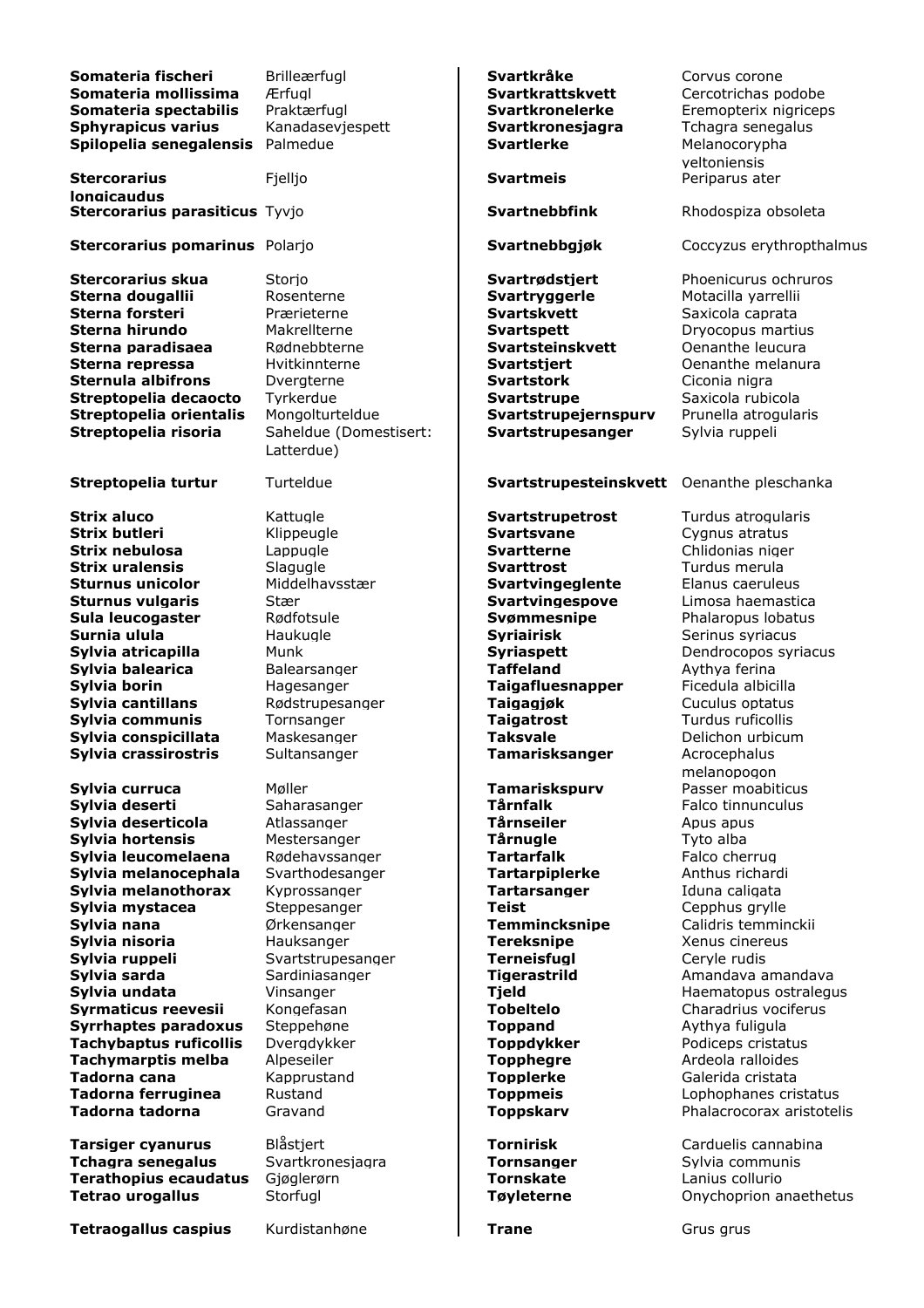| | |
|---|---|
| **Somateria fischeri** | Brilleærfugl |
| **Somateria mollissima** | Ærfugl |
| **Somateria spectabilis** | Praktærfugl |
| **Sphyrapicus varius** | Kanadasevjespett |
| **Spilopelia senegalensis** | Palmedue |
| **Stercorarius longicaudus** | Fjelljo |
| **Stercorarius parasiticus** | Tyvjo |
| **Stercorarius pomarinus** | Polarjo |
| **Stercorarius skua** | Storjo |
| **Sterna dougallii** | Rosenterne |
| **Sterna forsteri** | Prærieterne |
| **Sterna hirundo** | Makrellterne |
| **Sterna paradisaea** | Rødnebbterne |
| **Sterna repressa** | Hvitkinnterne |
| **Sternula albifrons** | Dvergterne |
| **Streptopelia decaocto** | Tyrkerdue |
| **Streptopelia orientalis** | Mongolturteldue |
| **Streptopelia risoria** | Saheldue (Domestisert: Latterdue) |
| **Streptopelia turtur** | Turteldue |
| **Strix aluco** | Kattugle |
| **Strix butleri** | Klippeugle |
| **Strix nebulosa** | Lappugle |
| **Strix uralensis** | Slagugle |
| **Sturnus unicolor** | Middelhavsstær |
| **Sturnus vulgaris** | Stær |
| **Sula leucogaster** | Rødfotsule |
| **Surnia ulula** | Haukugle |
| **Sylvia atricapilla** | Munk |
| **Sylvia balearica** | Balearsanger |
| **Sylvia borin** | Hagesanger |
| **Sylvia cantillans** | Rødstrupesanger |
| **Sylvia communis** | Tornsanger |
| **Sylvia conspicillata** | Maskesanger |
| **Sylvia crassirostris** | Sultansanger |
| **Sylvia curruca** | Møller |
| **Sylvia deserti** | Saharasanger |
| **Sylvia deserticola** | Atlassanger |
| **Sylvia hortensis** | Mestersanger |
| **Sylvia leucomelaena** | Rødehavssanger |
| **Sylvia melanocephala** | Svarthodesanger |
| **Sylvia melanothorax** | Kyprossanger |
| **Sylvia mystacea** | Steppesanger |
| **Sylvia nana** | Ørkensanger |
| **Sylvia nisoria** | Hauksanger |
| **Sylvia ruppeli** | Svartstrupesanger |
| **Sylvia sarda** | Sardiniasanger |
| **Sylvia undata** | Vinsanger |
| **Syrmaticus reevesii** | Kongefasan |
| **Syrrhaptes paradoxus** | Steppehøne |
| **Tachybaptus ruficollis** | Dvergdykker |
| **Tachymarptis melba** | Alpeseiler |
| **Tadorna cana** | Kapprustand |
| **Tadorna ferruginea** | Rustand |
| **Tadorna tadorna** | Gravand |
| **Tarsiger cyanurus** | Blåstjert |
| **Tchagra senegalus** | Svartkronesjagra |
| **Terathopius ecaudatus** | Gjøglerørn |
| **Tetrao urogallus** | Storfugl |
| **Tetraogallus caspius** | Kurdistanhøne |

| | |
|---|---|
| **Svartkråke** | Corvus corone |
| **Svartkrattskvett** | Cercotrichas podobe |
| **Svartkronelerke** | Eremopterix nigriceps |
| **Svartkronesjagra** | Tchagra senegalus |
| **Svartlerke** | Melanocorypha yeltoniensis |
| **Svartmeis** | Periparus ater |
| **Svartnebbfink** | Rhodospiza obsoleta |
| **Svartnebbgjøk** | Coccyzus erythropthalmus |
| **Svartrødstjert** | Phoenicurus ochruros |
| **Svartryggerle** | Motacilla yarrellii |
| **Svartskvett** | Saxicola caprata |
| **Svartspett** | Dryocopus martius |
| **Svartsteinskvett** | Oenanthe leucura |
| **Svartstjert** | Oenanthe melanura |
| **Svartstork** | Ciconia nigra |
| **Svartstrupe** | Saxicola rubicola |
| **Svartstrupejernspurv** | Prunella atrogularis |
| **Svartstrupesanger** | Sylvia ruppeli |
| **Svartstrupesteinskvett** | Oenanthe pleschanka |
| **Svartstrupetrost** | Turdus atrogularis |
| **Svartsvane** | Cygnus atratus |
| **Svartterne** | Chlidonias niger |
| **Svarttrost** | Turdus merula |
| **Svartvingeglente** | Elanus caeruleus |
| **Svartvingespove** | Limosa haemastica |
| **Svømmesnipe** | Phalaropus lobatus |
| **Syriairisk** | Serinus syriacus |
| **Syriaspett** | Dendrocopos syriacus |
| **Taffeland** | Aythya ferina |
| **Taigafluesnapper** | Ficedula albicilla |
| **Taigagjøk** | Cuculus optatus |
| **Taigatrost** | Turdus ruficollis |
| **Taksvale** | Delichon urbicum |
| **Tamarisksanger** | Acrocephalus melanopogon |
| **Tamariskspurv** | Passer moabiticus |
| **Tårnfalk** | Falco tinnunculus |
| **Tårnseiler** | Apus apus |
| **Tårnugle** | Tyto alba |
| **Tartarfalk** | Falco cherrug |
| **Tartarpiplerke** | Anthus richardi |
| **Tartarsanger** | Iduna caligata |
| **Teist** | Cepphus grylle |
| **Temmincksnipe** | Calidris temminckii |
| **Tereksnipe** | Xenus cinereus |
| **Terneisfugl** | Ceryle rudis |
| **Tigerastrild** | Amandava amandava |
| **Tjeld** | Haematopus ostralegus |
| **Tobeltelo** | Charadrius vociferus |
| **Toppand** | Aythya fuligula |
| **Toppdykker** | Podiceps cristatus |
| **Topphegre** | Ardeola ralloides |
| **Topplerke** | Galerida cristata |
| **Toppmeis** | Lophophanes cristatus |
| **Toppskarv** | Phalacrocorax aristotelis |
| **Tornirisk** | Carduelis cannabina |
| **Tornsanger** | Sylvia communis |
| **Tornskate** | Lanius collurio |
| **Tøyleterne** | Onychoprion anaethetus |
| **Trane** | Grus grus |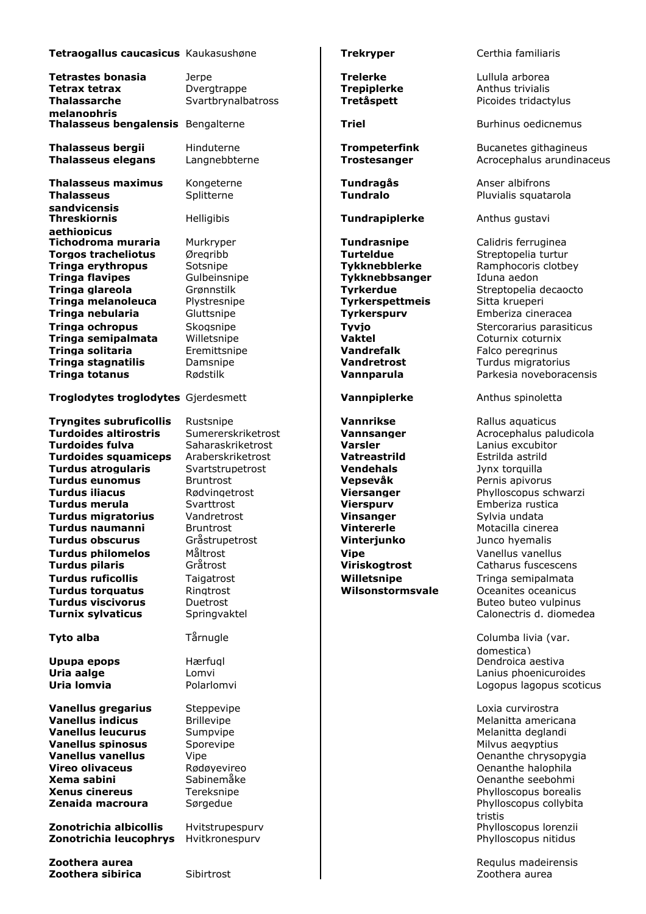| | |
|---|---|
| **Tetraogallus caucasicus** | Kaukasushøne |
| **Tetrastes bonasia** | Jerpe |
| **Tetrax tetrax** | Dvergtrappe |
| **Thalassarche melanophris** | Svartbrynalbatross |
| **Thalasseus bengalensis** | Bengalterne |
| **Thalasseus bergii** | Hinduterne |
| **Thalasseus elegans** | Langnebbterne |
| **Thalasseus maximus** | Kongeterne |
| **Thalasseus sandvicensis** | Splitterne |
| **Threskiornis aethiopicus** | Helligibis |
| **Tichodroma muraria** | Murkryper |
| **Torgos tracheliotus** | Øregribb |
| **Tringa erythropus** | Sotsnipe |
| **Tringa flavipes** | Gulbeinsnipe |
| **Tringa glareola** | Grønnstilk |
| **Tringa melanoleuca** | Plystresnipe |
| **Tringa nebularia** | Gluttsnipe |
| **Tringa ochropus** | Skogsnipe |
| **Tringa semipalmata** | Willetsnipe |
| **Tringa solitaria** | Eremittsnipe |
| **Tringa stagnatilis** | Damsnipe |
| **Tringa totanus** | Rødstilk |
| **Troglodytes troglodytes** | Gjerdesmett |
| **Tryngites subruficollis** | Rustsnipe |
| **Turdoides altirostris** | Sumererskriketrost |
| **Turdoides fulva** | Saharaskriketrost |
| **Turdoides squamiceps** | Araberskriketrost |
| **Turdus atrogularis** | Svartstrupetrost |
| **Turdus eunomus** | Bruntrost |
| **Turdus iliacus** | Rødvingetrost |
| **Turdus merula** | Svarttrost |
| **Turdus migratorius** | Vandretrost |
| **Turdus naumanni** | Bruntrost |
| **Turdus obscurus** | Gråstrupetrost |
| **Turdus philomelos** | Måltrost |
| **Turdus pilaris** | Gråtrost |
| **Turdus ruficollis** | Taigatrost |
| **Turdus torquatus** | Ringtrost |
| **Turdus viscivorus** | Duetrost |
| **Turnix sylvaticus** | Springvaktel |
| **Tyto alba** | Tårnugle |
| **Upupa epops** | Hærfugl |
| **Uria aalge** | Lomvi |
| **Uria lomvia** | Polarlomvi |
| **Vanellus gregarius** | Steppevipe |
| **Vanellus indicus** | Brillevipe |
| **Vanellus leucurus** | Sumpvipe |
| **Vanellus spinosus** | Sporevipe |
| **Vanellus vanellus** | Vipe |
| **Vireo olivaceus** | Rødøyevireo |
| **Xema sabini** | Sabinemåke |
| **Xenus cinereus** | Tereksnipe |
| **Zenaida macroura** | Sørgedue |
| **Zonotrichia albicollis** | Hvitstrupespurv |
| **Zonotrichia leucophrys** | Hvitkronespurv |
| **Zoothera aurea** | |
| **Zoothera sibirica** | Sibirtrost |

| | |
|---|---|
| **Trekryper** | Certhia familiaris |
| **Trelerke** | Lullula arborea |
| **Trepiplerke** | Anthus trivialis |
| **Tretåspett** | Picoides tridactylus |
| **Triel** | Burhinus oedicnemus |
| **Trompeterfink** | Bucanetes githagineus |
| **Trostesanger** | Acrocephalus arundinaceus |
| **Tundragås** | Anser albifrons |
| **Tundralo** | Pluvialis squatarola |
| **Tundrapiplerke** | Anthus gustavi |
| **Tundrasnipe** | Calidris ferruginea |
| **Turteldue** | Streptopelia turtur |
| **Tykknebblerke** | Ramphocoris clotbey |
| **Tykknebbsanger** | Iduna aedon |
| **Tyrkerdue** | Streptopelia decaocto |
| **Tyrkerspettmeis** | Sitta krueperi |
| **Tyrkerspurv** | Emberiza cineracea |
| **Tyvjo** | Stercorarius parasiticus |
| **Vaktel** | Coturnix coturnix |
| **Vandrefalk** | Falco peregrinus |
| **Vandretrost** | Turdus migratorius |
| **Vannparula** | Parkesia noveboracensis |
| **Vannpiplerke** | Anthus spinoletta |
| **Vannrikse** | Rallus aquaticus |
| **Vannsanger** | Acrocephalus paludicola |
| **Varsler** | Lanius excubitor |
| **Vatreastrild** | Estrilda astrild |
| **Vendehals** | Jynx torquilla |
| **Vepsevåk** | Pernis apivorus |
| **Viersanger** | Phylloscopus schwarzi |
| **Vierspurv** | Emberiza rustica |
| **Vinsanger** | Sylvia undata |
| **Vintererle** | Motacilla cinerea |
| **Vinterjunko** | Junco hyemalis |
| **Vipe** | Vanellus vanellus |
| **Viriskogtrost** | Catharus fuscescens |
| **Willetsnipe** | Tringa semipalmata |
| **Wilsonstormsvale** | Oceanites oceanicus |
| | Buteo buteo vulpinus |
| | Calonectris d. diomedea |
| | Columba livia (var. domestica) |
| | Dendroica aestiva |
| | Lanius phoenicuroides |
| | Logopus lagopus scoticus |
| | Loxia curvirostra |
| | Melanitta americana |
| | Melanitta deglandi |
| | Milvus aegyptius |
| | Oenanthe chrysopygia |
| | Oenanthe halophila |
| | Oenanthe seebohmi |
| | Phylloscopus borealis |
| | Phylloscopus collybita tristis |
| | Phylloscopus lorenzii |
| | Phylloscopus nitidus |
| | Regulus madeirensis |
| | Zoothera aurea |